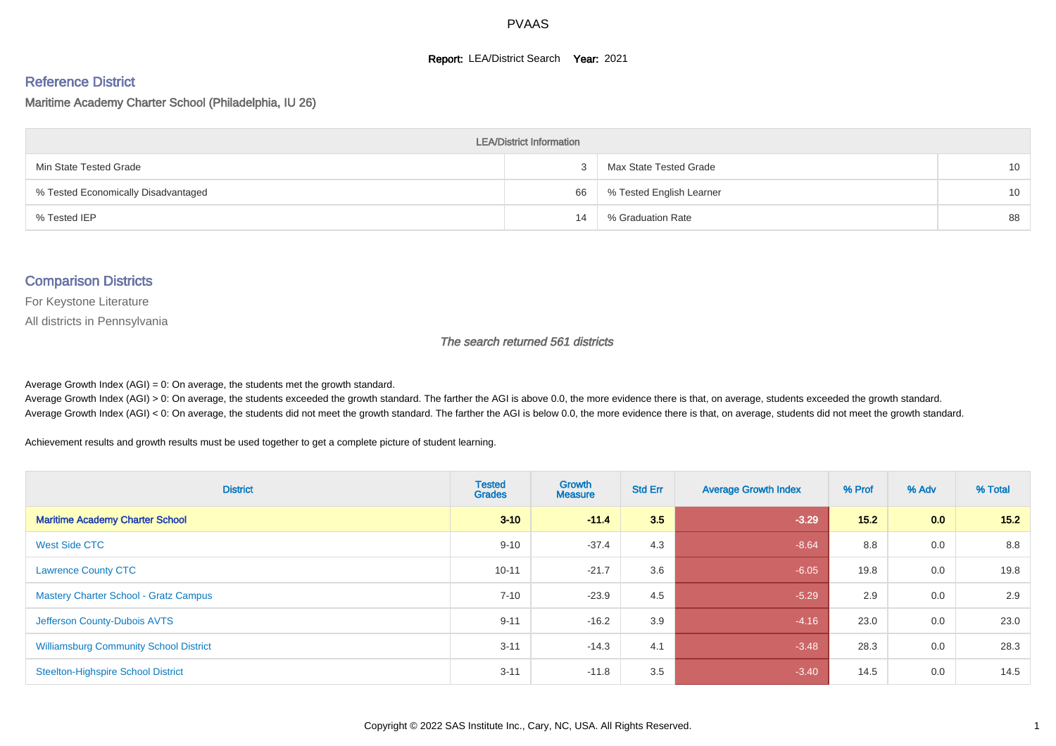# PVAAS

**Report:** LEA/District Search **Year:** 2021

## Reference District

Maritime Academy Charter School (Philadelphia, IU 26)

| LEA/District Information | | | |
|---|---|---|---|
| Min State Tested Grade | 3 | Max State Tested Grade | 10 |
| % Tested Economically Disadvantaged | 66 | % Tested English Learner | 10 |
| % Tested IEP | 14 | % Graduation Rate | 88 |

## Comparison Districts

For Keystone Literature

All districts in Pennsylvania

*The search returned 561 districts*

Average Growth Index (AGI) = 0: On average, the students met the growth standard.
Average Growth Index (AGI) > 0: On average, the students exceeded the growth standard. The farther the AGI is above 0.0, the more evidence there is that, on average, students exceeded the growth standard.
Average Growth Index (AGI) < 0: On average, the students did not meet the growth standard. The farther the AGI is below 0.0, the more evidence there is that, on average, students did not meet the growth standard.

Achievement results and growth results must be used together to get a complete picture of student learning.

| District | Tested Grades | Growth Measure | Std Err | Average Growth Index | % Prof | % Adv | % Total |
|---|---|---|---|---|---|---|---|
| **Maritime Academy Charter School** | **3-10** | **-11.4** | **3.5** | **-3.29** | **15.2** | **0.0** | **15.2** |
| West Side CTC | 9-10 | -37.4 | 4.3 | -8.64 | 8.8 | 0.0 | 8.8 |
| Lawrence County CTC | 10-11 | -21.7 | 3.6 | -6.05 | 19.8 | 0.0 | 19.8 |
| Mastery Charter School - Gratz Campus | 7-10 | -23.9 | 4.5 | -5.29 | 2.9 | 0.0 | 2.9 |
| Jefferson County-Dubois AVTS | 9-11 | -16.2 | 3.9 | -4.16 | 23.0 | 0.0 | 23.0 |
| Williamsburg Community School District | 3-11 | -14.3 | 4.1 | -3.48 | 28.3 | 0.0 | 28.3 |
| Steelton-Highspire School District | 3-11 | -11.8 | 3.5 | -3.40 | 14.5 | 0.0 | 14.5 |

Copyright © 2022 SAS Institute Inc., Cary, NC, USA. All Rights Reserved.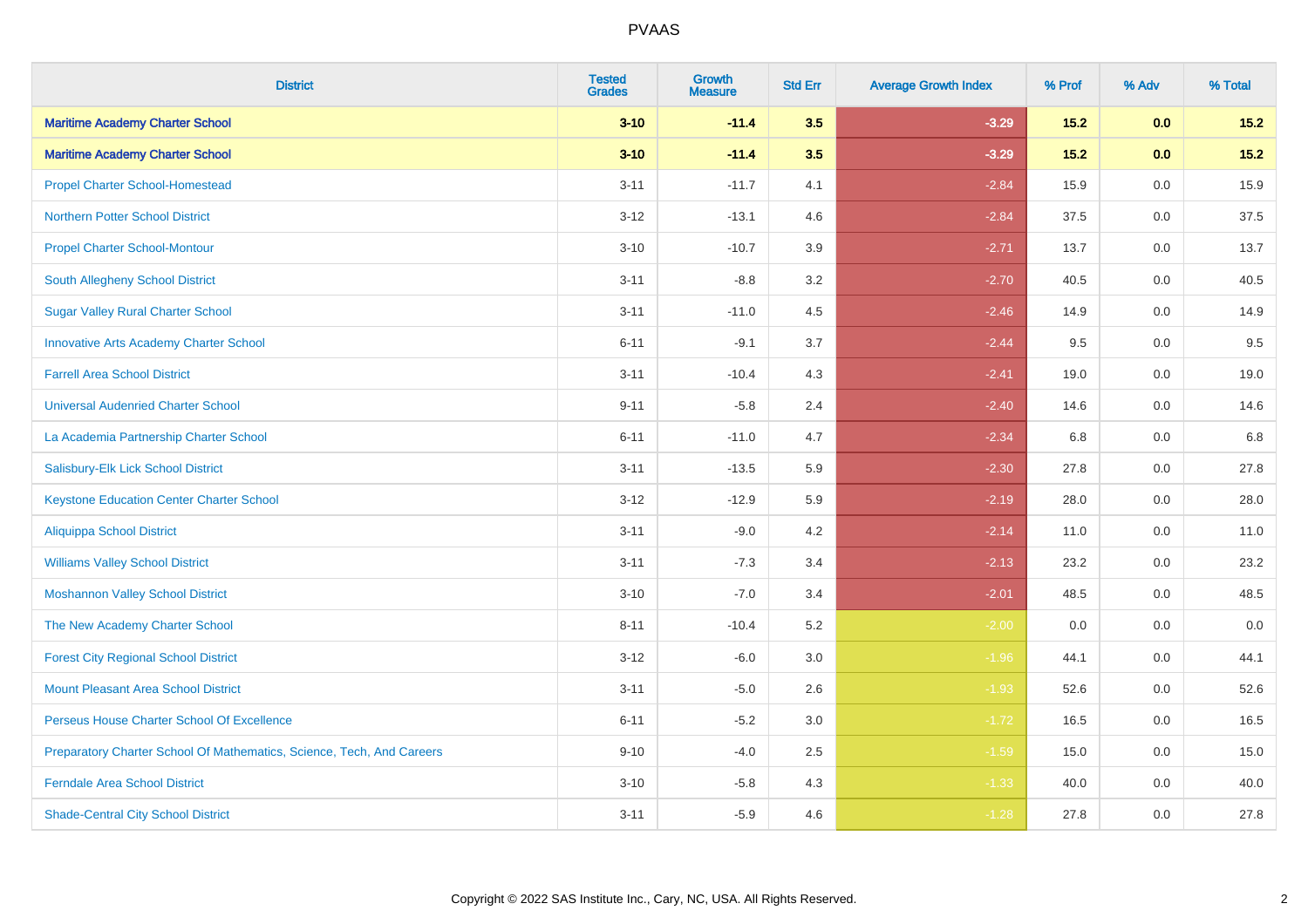# PVAAS

| District | Tested Grades | Growth Measure | Std Err | Average Growth Index | % Prof | % Adv | % Total |
|---|---|---|---|---|---|---|---|
| **Maritime Academy Charter School** | **3-10** | **-11.4** | **3.5** | **-3.29** | **15.2** | **0.0** | **15.2** |
| **Maritime Academy Charter School** | **3-10** | **-11.4** | **3.5** | **-3.29** | **15.2** | **0.0** | **15.2** |
| Propel Charter School-Homestead | 3-11 | -11.7 | 4.1 | -2.84 | 15.9 | 0.0 | 15.9 |
| Northern Potter School District | 3-12 | -13.1 | 4.6 | -2.84 | 37.5 | 0.0 | 37.5 |
| Propel Charter School-Montour | 3-10 | -10.7 | 3.9 | -2.71 | 13.7 | 0.0 | 13.7 |
| South Allegheny School District | 3-11 | -8.8 | 3.2 | -2.70 | 40.5 | 0.0 | 40.5 |
| Sugar Valley Rural Charter School | 3-11 | -11.0 | 4.5 | -2.46 | 14.9 | 0.0 | 14.9 |
| Innovative Arts Academy Charter School | 6-11 | -9.1 | 3.7 | -2.44 | 9.5 | 0.0 | 9.5 |
| Farrell Area School District | 3-11 | -10.4 | 4.3 | -2.41 | 19.0 | 0.0 | 19.0 |
| Universal Audenried Charter School | 9-11 | -5.8 | 2.4 | -2.40 | 14.6 | 0.0 | 14.6 |
| La Academia Partnership Charter School | 6-11 | -11.0 | 4.7 | -2.34 | 6.8 | 0.0 | 6.8 |
| Salisbury-Elk Lick School District | 3-11 | -13.5 | 5.9 | -2.30 | 27.8 | 0.0 | 27.8 |
| Keystone Education Center Charter School | 3-12 | -12.9 | 5.9 | -2.19 | 28.0 | 0.0 | 28.0 |
| Aliquippa School District | 3-11 | -9.0 | 4.2 | -2.14 | 11.0 | 0.0 | 11.0 |
| Williams Valley School District | 3-11 | -7.3 | 3.4 | -2.13 | 23.2 | 0.0 | 23.2 |
| Moshannon Valley School District | 3-10 | -7.0 | 3.4 | -2.01 | 48.5 | 0.0 | 48.5 |
| The New Academy Charter School | 8-11 | -10.4 | 5.2 | -2.00 | 0.0 | 0.0 | 0.0 |
| Forest City Regional School District | 3-12 | -6.0 | 3.0 | -1.96 | 44.1 | 0.0 | 44.1 |
| Mount Pleasant Area School District | 3-11 | -5.0 | 2.6 | -1.93 | 52.6 | 0.0 | 52.6 |
| Perseus House Charter School Of Excellence | 6-11 | -5.2 | 3.0 | -1.72 | 16.5 | 0.0 | 16.5 |
| Preparatory Charter School Of Mathematics, Science, Tech, And Careers | 9-10 | -4.0 | 2.5 | -1.59 | 15.0 | 0.0 | 15.0 |
| Ferndale Area School District | 3-10 | -5.8 | 4.3 | -1.33 | 40.0 | 0.0 | 40.0 |
| Shade-Central City School District | 3-11 | -5.9 | 4.6 | -1.28 | 27.8 | 0.0 | 27.8 |

Copyright © 2022 SAS Institute Inc., Cary, NC, USA. All Rights Reserved.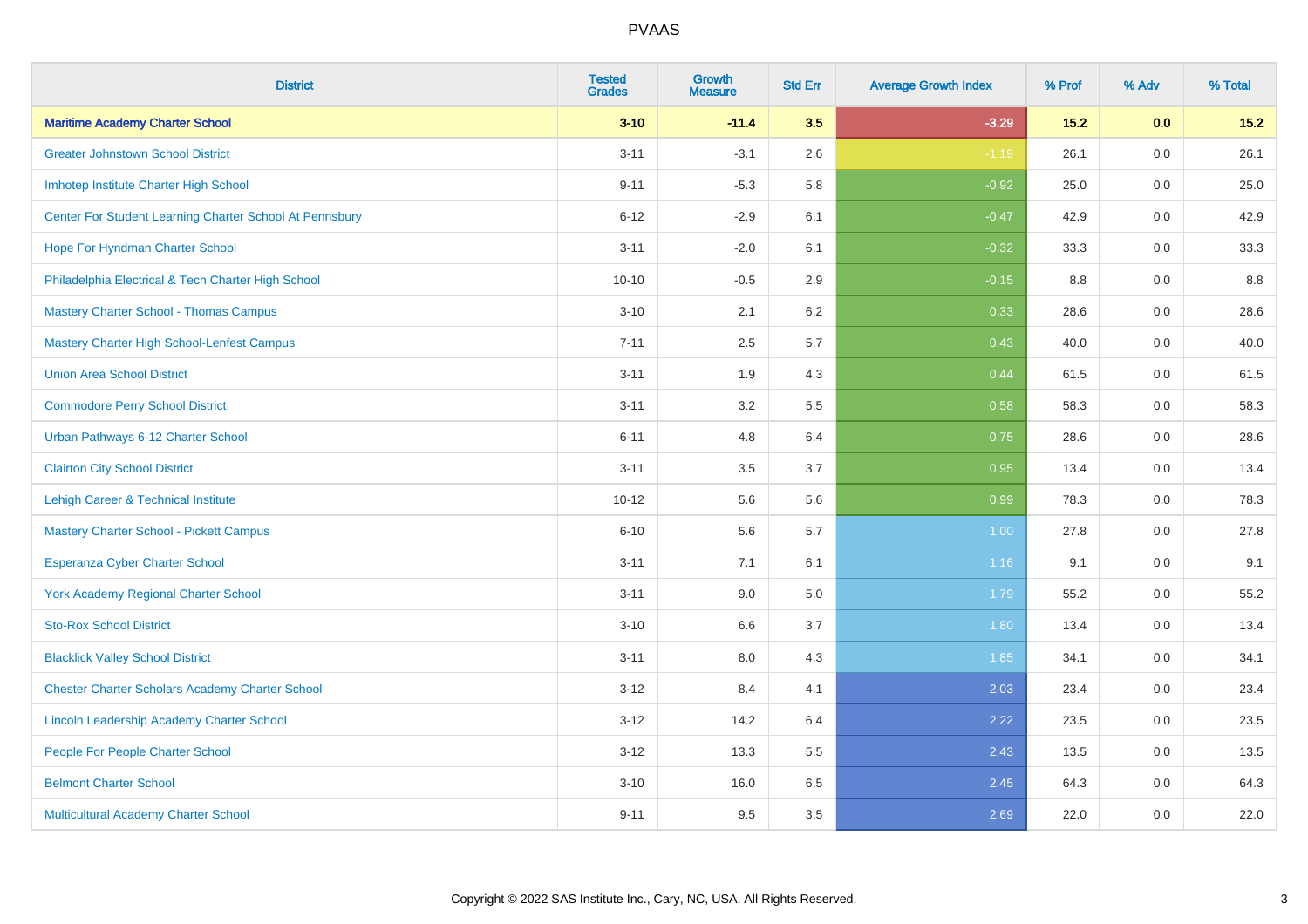| District | Tested Grades | Growth Measure | Std Err | Average Growth Index | % Prof | % Adv | % Total |
|---|---|---|---|---|---|---|---|
| **Maritime Academy Charter School** | **3-10** | **-11.4** | **3.5** | **-3.29** | **15.2** | **0.0** | **15.2** |
| Greater Johnstown School District | 3-11 | -3.1 | 2.6 | -1.19 | 26.1 | 0.0 | 26.1 |
| Imhotep Institute Charter High School | 9-11 | -5.3 | 5.8 | -0.92 | 25.0 | 0.0 | 25.0 |
| Center For Student Learning Charter School At Pennsbury | 6-12 | -2.9 | 6.1 | -0.47 | 42.9 | 0.0 | 42.9 |
| Hope For Hyndman Charter School | 3-11 | -2.0 | 6.1 | -0.32 | 33.3 | 0.0 | 33.3 |
| Philadelphia Electrical & Tech Charter High School | 10-10 | -0.5 | 2.9 | -0.15 | 8.8 | 0.0 | 8.8 |
| Mastery Charter School - Thomas Campus | 3-10 | 2.1 | 6.2 | 0.33 | 28.6 | 0.0 | 28.6 |
| Mastery Charter High School-Lenfest Campus | 7-11 | 2.5 | 5.7 | 0.43 | 40.0 | 0.0 | 40.0 |
| Union Area School District | 3-11 | 1.9 | 4.3 | 0.44 | 61.5 | 0.0 | 61.5 |
| Commodore Perry School District | 3-11 | 3.2 | 5.5 | 0.58 | 58.3 | 0.0 | 58.3 |
| Urban Pathways 6-12 Charter School | 6-11 | 4.8 | 6.4 | 0.75 | 28.6 | 0.0 | 28.6 |
| Clairton City School District | 3-11 | 3.5 | 3.7 | 0.95 | 13.4 | 0.0 | 13.4 |
| Lehigh Career & Technical Institute | 10-12 | 5.6 | 5.6 | 0.99 | 78.3 | 0.0 | 78.3 |
| Mastery Charter School - Pickett Campus | 6-10 | 5.6 | 5.7 | 1.00 | 27.8 | 0.0 | 27.8 |
| Esperanza Cyber Charter School | 3-11 | 7.1 | 6.1 | 1.16 | 9.1 | 0.0 | 9.1 |
| York Academy Regional Charter School | 3-11 | 9.0 | 5.0 | 1.79 | 55.2 | 0.0 | 55.2 |
| Sto-Rox School District | 3-10 | 6.6 | 3.7 | 1.80 | 13.4 | 0.0 | 13.4 |
| Blacklick Valley School District | 3-11 | 8.0 | 4.3 | 1.85 | 34.1 | 0.0 | 34.1 |
| Chester Charter Scholars Academy Charter School | 3-12 | 8.4 | 4.1 | 2.03 | 23.4 | 0.0 | 23.4 |
| Lincoln Leadership Academy Charter School | 3-12 | 14.2 | 6.4 | 2.22 | 23.5 | 0.0 | 23.5 |
| People For People Charter School | 3-12 | 13.3 | 5.5 | 2.43 | 13.5 | 0.0 | 13.5 |
| Belmont Charter School | 3-10 | 16.0 | 6.5 | 2.45 | 64.3 | 0.0 | 64.3 |
| Multicultural Academy Charter School | 9-11 | 9.5 | 3.5 | 2.69 | 22.0 | 0.0 | 22.0 |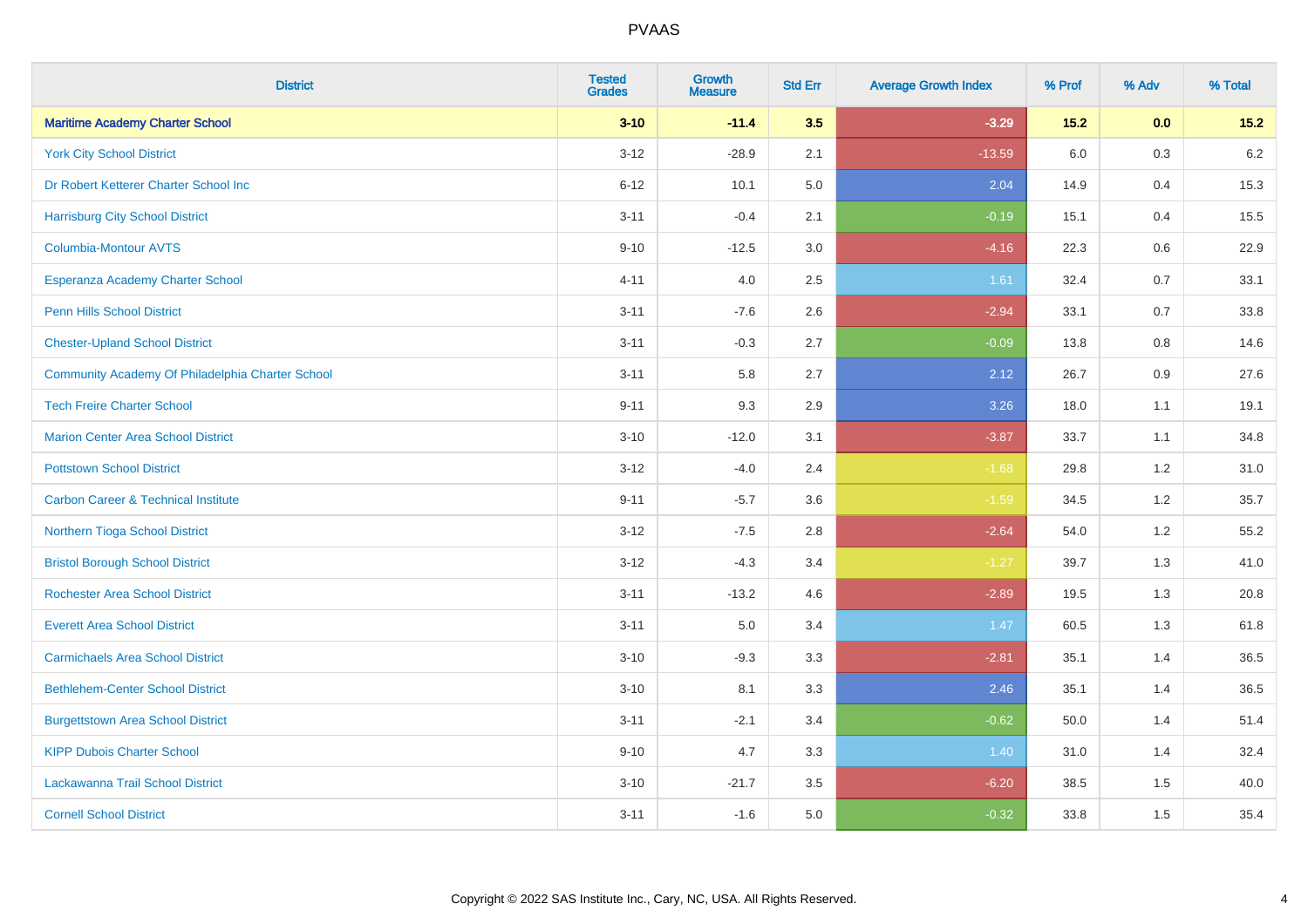| District | Tested Grades | Growth Measure | Std Err | Average Growth Index | % Prof | % Adv | % Total |
|---|---|---|---|---|---|---|---|
| **Maritime Academy Charter School** | **3-10** | **-11.4** | **3.5** | **-3.29** | **15.2** | **0.0** | **15.2** |
| York City School District | 3-12 | -28.9 | 2.1 | -13.59 | 6.0 | 0.3 | 6.2 |
| Dr Robert Ketterer Charter School Inc | 6-12 | 10.1 | 5.0 | 2.04 | 14.9 | 0.4 | 15.3 |
| Harrisburg City School District | 3-11 | -0.4 | 2.1 | -0.19 | 15.1 | 0.4 | 15.5 |
| Columbia-Montour AVTS | 9-10 | -12.5 | 3.0 | -4.16 | 22.3 | 0.6 | 22.9 |
| Esperanza Academy Charter School | 4-11 | 4.0 | 2.5 | 1.61 | 32.4 | 0.7 | 33.1 |
| Penn Hills School District | 3-11 | -7.6 | 2.6 | -2.94 | 33.1 | 0.7 | 33.8 |
| Chester-Upland School District | 3-11 | -0.3 | 2.7 | -0.09 | 13.8 | 0.8 | 14.6 |
| Community Academy Of Philadelphia Charter School | 3-11 | 5.8 | 2.7 | 2.12 | 26.7 | 0.9 | 27.6 |
| Tech Freire Charter School | 9-11 | 9.3 | 2.9 | 3.26 | 18.0 | 1.1 | 19.1 |
| Marion Center Area School District | 3-10 | -12.0 | 3.1 | -3.87 | 33.7 | 1.1 | 34.8 |
| Pottstown School District | 3-12 | -4.0 | 2.4 | -1.68 | 29.8 | 1.2 | 31.0 |
| Carbon Career & Technical Institute | 9-11 | -5.7 | 3.6 | -1.59 | 34.5 | 1.2 | 35.7 |
| Northern Tioga School District | 3-12 | -7.5 | 2.8 | -2.64 | 54.0 | 1.2 | 55.2 |
| Bristol Borough School District | 3-12 | -4.3 | 3.4 | -1.27 | 39.7 | 1.3 | 41.0 |
| Rochester Area School District | 3-11 | -13.2 | 4.6 | -2.89 | 19.5 | 1.3 | 20.8 |
| Everett Area School District | 3-11 | 5.0 | 3.4 | 1.47 | 60.5 | 1.3 | 61.8 |
| Carmichaels Area School District | 3-10 | -9.3 | 3.3 | -2.81 | 35.1 | 1.4 | 36.5 |
| Bethlehem-Center School District | 3-10 | 8.1 | 3.3 | 2.46 | 35.1 | 1.4 | 36.5 |
| Burgettstown Area School District | 3-11 | -2.1 | 3.4 | -0.62 | 50.0 | 1.4 | 51.4 |
| KIPP Dubois Charter School | 9-10 | 4.7 | 3.3 | 1.40 | 31.0 | 1.4 | 32.4 |
| Lackawanna Trail School District | 3-10 | -21.7 | 3.5 | -6.20 | 38.5 | 1.5 | 40.0 |
| Cornell School District | 3-11 | -1.6 | 5.0 | -0.32 | 33.8 | 1.5 | 35.4 |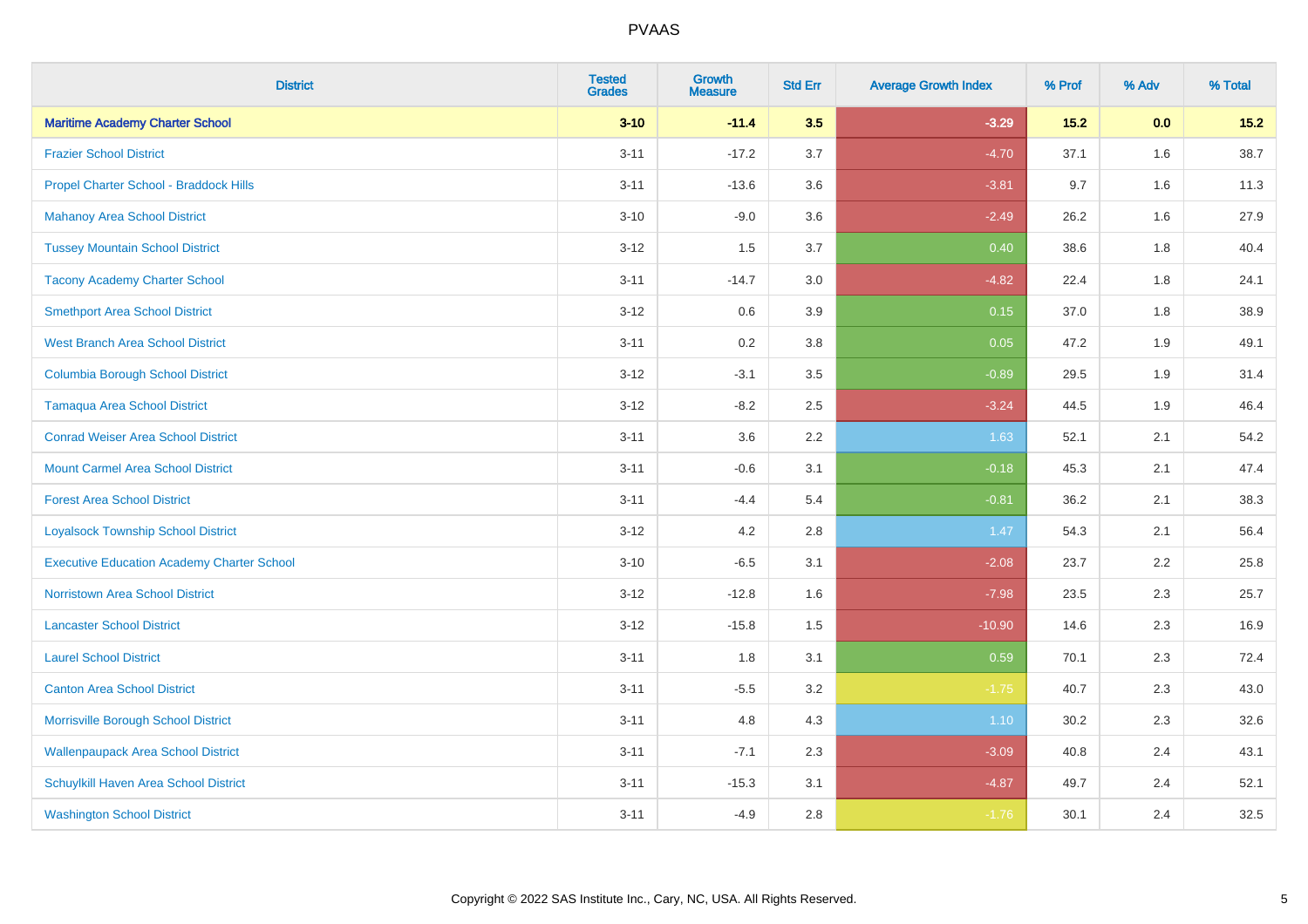| District | Tested Grades | Growth Measure | Std Err | Average Growth Index | % Prof | % Adv | % Total |
|---|---|---|---|---|---|---|---|
| **Maritime Academy Charter School** | **3-10** | **-11.4** | **3.5** | **-3.29** | **15.2** | **0.0** | **15.2** |
| Frazier School District | 3-11 | -17.2 | 3.7 | -4.70 | 37.1 | 1.6 | 38.7 |
| Propel Charter School - Braddock Hills | 3-11 | -13.6 | 3.6 | -3.81 | 9.7 | 1.6 | 11.3 |
| Mahanoy Area School District | 3-10 | -9.0 | 3.6 | -2.49 | 26.2 | 1.6 | 27.9 |
| Tussey Mountain School District | 3-12 | 1.5 | 3.7 | 0.40 | 38.6 | 1.8 | 40.4 |
| Tacony Academy Charter School | 3-11 | -14.7 | 3.0 | -4.82 | 22.4 | 1.8 | 24.1 |
| Smethport Area School District | 3-12 | 0.6 | 3.9 | 0.15 | 37.0 | 1.8 | 38.9 |
| West Branch Area School District | 3-11 | 0.2 | 3.8 | 0.05 | 47.2 | 1.9 | 49.1 |
| Columbia Borough School District | 3-12 | -3.1 | 3.5 | -0.89 | 29.5 | 1.9 | 31.4 |
| Tamaqua Area School District | 3-12 | -8.2 | 2.5 | -3.24 | 44.5 | 1.9 | 46.4 |
| Conrad Weiser Area School District | 3-11 | 3.6 | 2.2 | 1.63 | 52.1 | 2.1 | 54.2 |
| Mount Carmel Area School District | 3-11 | -0.6 | 3.1 | -0.18 | 45.3 | 2.1 | 47.4 |
| Forest Area School District | 3-11 | -4.4 | 5.4 | -0.81 | 36.2 | 2.1 | 38.3 |
| Loyalsock Township School District | 3-12 | 4.2 | 2.8 | 1.47 | 54.3 | 2.1 | 56.4 |
| Executive Education Academy Charter School | 3-10 | -6.5 | 3.1 | -2.08 | 23.7 | 2.2 | 25.8 |
| Norristown Area School District | 3-12 | -12.8 | 1.6 | -7.98 | 23.5 | 2.3 | 25.7 |
| Lancaster School District | 3-12 | -15.8 | 1.5 | -10.90 | 14.6 | 2.3 | 16.9 |
| Laurel School District | 3-11 | 1.8 | 3.1 | 0.59 | 70.1 | 2.3 | 72.4 |
| Canton Area School District | 3-11 | -5.5 | 3.2 | -1.75 | 40.7 | 2.3 | 43.0 |
| Morrisville Borough School District | 3-11 | 4.8 | 4.3 | 1.10 | 30.2 | 2.3 | 32.6 |
| Wallenpaupack Area School District | 3-11 | -7.1 | 2.3 | -3.09 | 40.8 | 2.4 | 43.1 |
| Schuylkill Haven Area School District | 3-11 | -15.3 | 3.1 | -4.87 | 49.7 | 2.4 | 52.1 |
| Washington School District | 3-11 | -4.9 | 2.8 | -1.76 | 30.1 | 2.4 | 32.5 |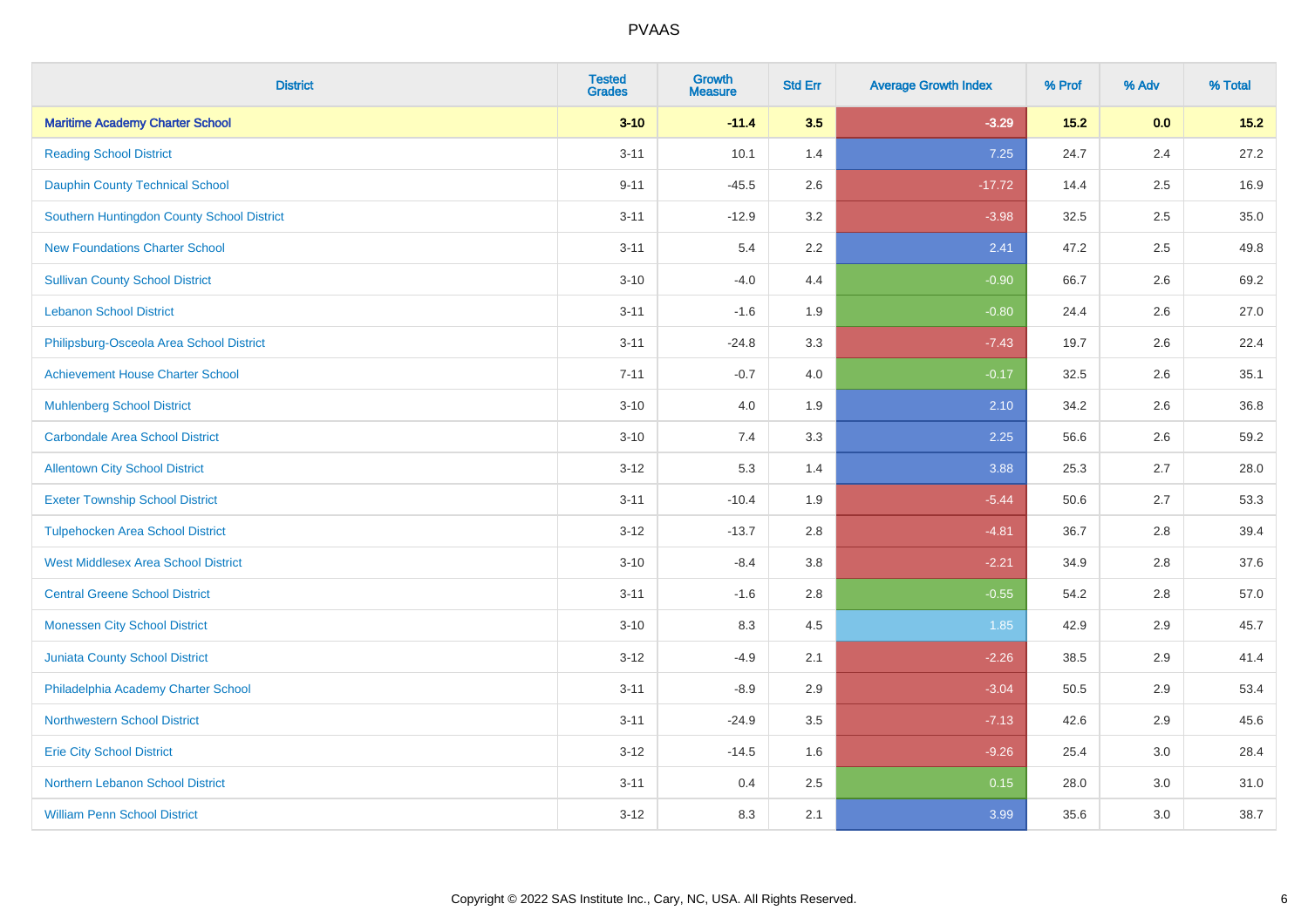# PVAAS

| District | Tested Grades | Growth Measure | Std Err | Average Growth Index | % Prof | % Adv | % Total |
|---|---|---|---|---|---|---|---|
| **Maritime Academy Charter School** | **3-10** | **-11.4** | **3.5** | **-3.29** | **15.2** | **0.0** | **15.2** |
| Reading School District | 3-11 | 10.1 | 1.4 | 7.25 | 24.7 | 2.4 | 27.2 |
| Dauphin County Technical School | 9-11 | -45.5 | 2.6 | -17.72 | 14.4 | 2.5 | 16.9 |
| Southern Huntingdon County School District | 3-11 | -12.9 | 3.2 | -3.98 | 32.5 | 2.5 | 35.0 |
| New Foundations Charter School | 3-11 | 5.4 | 2.2 | 2.41 | 47.2 | 2.5 | 49.8 |
| Sullivan County School District | 3-10 | -4.0 | 4.4 | -0.90 | 66.7 | 2.6 | 69.2 |
| Lebanon School District | 3-11 | -1.6 | 1.9 | -0.80 | 24.4 | 2.6 | 27.0 |
| Philipsburg-Osceola Area School District | 3-11 | -24.8 | 3.3 | -7.43 | 19.7 | 2.6 | 22.4 |
| Achievement House Charter School | 7-11 | -0.7 | 4.0 | -0.17 | 32.5 | 2.6 | 35.1 |
| Muhlenberg School District | 3-10 | 4.0 | 1.9 | 2.10 | 34.2 | 2.6 | 36.8 |
| Carbondale Area School District | 3-10 | 7.4 | 3.3 | 2.25 | 56.6 | 2.6 | 59.2 |
| Allentown City School District | 3-12 | 5.3 | 1.4 | 3.88 | 25.3 | 2.7 | 28.0 |
| Exeter Township School District | 3-11 | -10.4 | 1.9 | -5.44 | 50.6 | 2.7 | 53.3 |
| Tulpehocken Area School District | 3-12 | -13.7 | 2.8 | -4.81 | 36.7 | 2.8 | 39.4 |
| West Middlesex Area School District | 3-10 | -8.4 | 3.8 | -2.21 | 34.9 | 2.8 | 37.6 |
| Central Greene School District | 3-11 | -1.6 | 2.8 | -0.55 | 54.2 | 2.8 | 57.0 |
| Monessen City School District | 3-10 | 8.3 | 4.5 | 1.85 | 42.9 | 2.9 | 45.7 |
| Juniata County School District | 3-12 | -4.9 | 2.1 | -2.26 | 38.5 | 2.9 | 41.4 |
| Philadelphia Academy Charter School | 3-11 | -8.9 | 2.9 | -3.04 | 50.5 | 2.9 | 53.4 |
| Northwestern School District | 3-11 | -24.9 | 3.5 | -7.13 | 42.6 | 2.9 | 45.6 |
| Erie City School District | 3-12 | -14.5 | 1.6 | -9.26 | 25.4 | 3.0 | 28.4 |
| Northern Lebanon School District | 3-11 | 0.4 | 2.5 | 0.15 | 28.0 | 3.0 | 31.0 |
| William Penn School District | 3-12 | 8.3 | 2.1 | 3.99 | 35.6 | 3.0 | 38.7 |

Copyright © 2022 SAS Institute Inc., Cary, NC, USA. All Rights Reserved.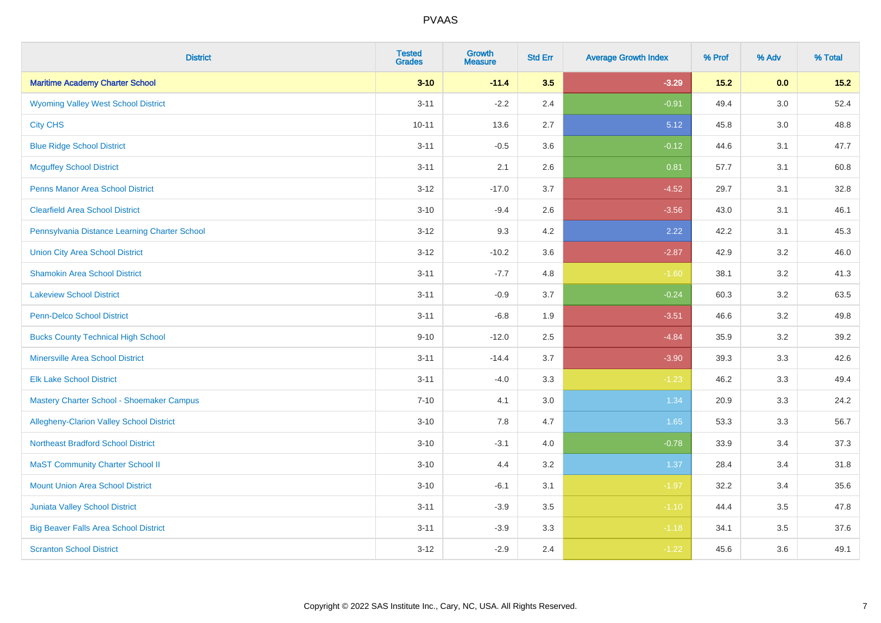| District | Tested Grades | Growth Measure | Std Err | Average Growth Index | % Prof | % Adv | % Total |
|---|---|---|---|---|---|---|---|
| **Maritime Academy Charter School** | **3-10** | **-11.4** | **3.5** | **-3.29** | **15.2** | **0.0** | **15.2** |
| Wyoming Valley West School District | 3-11 | -2.2 | 2.4 | -0.91 | 49.4 | 3.0 | 52.4 |
| City CHS | 10-11 | 13.6 | 2.7 | 5.12 | 45.8 | 3.0 | 48.8 |
| Blue Ridge School District | 3-11 | -0.5 | 3.6 | -0.12 | 44.6 | 3.1 | 47.7 |
| Mcguffey School District | 3-11 | 2.1 | 2.6 | 0.81 | 57.7 | 3.1 | 60.8 |
| Penns Manor Area School District | 3-12 | -17.0 | 3.7 | -4.52 | 29.7 | 3.1 | 32.8 |
| Clearfield Area School District | 3-10 | -9.4 | 2.6 | -3.56 | 43.0 | 3.1 | 46.1 |
| Pennsylvania Distance Learning Charter School | 3-12 | 9.3 | 4.2 | 2.22 | 42.2 | 3.1 | 45.3 |
| Union City Area School District | 3-12 | -10.2 | 3.6 | -2.87 | 42.9 | 3.2 | 46.0 |
| Shamokin Area School District | 3-11 | -7.7 | 4.8 | -1.60 | 38.1 | 3.2 | 41.3 |
| Lakeview School District | 3-11 | -0.9 | 3.7 | -0.24 | 60.3 | 3.2 | 63.5 |
| Penn-Delco School District | 3-11 | -6.8 | 1.9 | -3.51 | 46.6 | 3.2 | 49.8 |
| Bucks County Technical High School | 9-10 | -12.0 | 2.5 | -4.84 | 35.9 | 3.2 | 39.2 |
| Minersville Area School District | 3-11 | -14.4 | 3.7 | -3.90 | 39.3 | 3.3 | 42.6 |
| Elk Lake School District | 3-11 | -4.0 | 3.3 | -1.23 | 46.2 | 3.3 | 49.4 |
| Mastery Charter School - Shoemaker Campus | 7-10 | 4.1 | 3.0 | 1.34 | 20.9 | 3.3 | 24.2 |
| Allegheny-Clarion Valley School District | 3-10 | 7.8 | 4.7 | 1.65 | 53.3 | 3.3 | 56.7 |
| Northeast Bradford School District | 3-10 | -3.1 | 4.0 | -0.78 | 33.9 | 3.4 | 37.3 |
| MaST Community Charter School II | 3-10 | 4.4 | 3.2 | 1.37 | 28.4 | 3.4 | 31.8 |
| Mount Union Area School District | 3-10 | -6.1 | 3.1 | -1.97 | 32.2 | 3.4 | 35.6 |
| Juniata Valley School District | 3-11 | -3.9 | 3.5 | -1.10 | 44.4 | 3.5 | 47.8 |
| Big Beaver Falls Area School District | 3-11 | -3.9 | 3.3 | -1.18 | 34.1 | 3.5 | 37.6 |
| Scranton School District | 3-12 | -2.9 | 2.4 | -1.22 | 45.6 | 3.6 | 49.1 |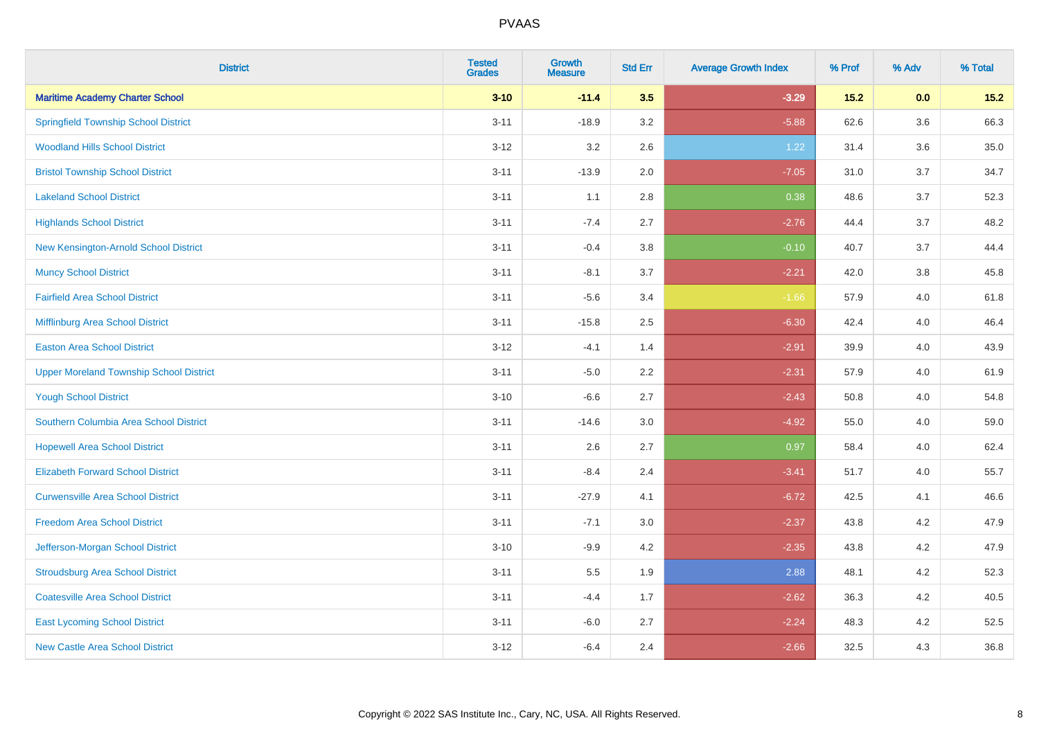| District | Tested Grades | Growth Measure | Std Err | Average Growth Index | % Prof | % Adv | % Total |
|---|---|---|---|---|---|---|---|
| **Maritime Academy Charter School** | **3-10** | **-11.4** | **3.5** | **-3.29** | **15.2** | **0.0** | **15.2** |
| Springfield Township School District | 3-11 | -18.9 | 3.2 | -5.88 | 62.6 | 3.6 | 66.3 |
| Woodland Hills School District | 3-12 | 3.2 | 2.6 | 1.22 | 31.4 | 3.6 | 35.0 |
| Bristol Township School District | 3-11 | -13.9 | 2.0 | -7.05 | 31.0 | 3.7 | 34.7 |
| Lakeland School District | 3-11 | 1.1 | 2.8 | 0.38 | 48.6 | 3.7 | 52.3 |
| Highlands School District | 3-11 | -7.4 | 2.7 | -2.76 | 44.4 | 3.7 | 48.2 |
| New Kensington-Arnold School District | 3-11 | -0.4 | 3.8 | -0.10 | 40.7 | 3.7 | 44.4 |
| Muncy School District | 3-11 | -8.1 | 3.7 | -2.21 | 42.0 | 3.8 | 45.8 |
| Fairfield Area School District | 3-11 | -5.6 | 3.4 | -1.66 | 57.9 | 4.0 | 61.8 |
| Mifflinburg Area School District | 3-11 | -15.8 | 2.5 | -6.30 | 42.4 | 4.0 | 46.4 |
| Easton Area School District | 3-12 | -4.1 | 1.4 | -2.91 | 39.9 | 4.0 | 43.9 |
| Upper Moreland Township School District | 3-11 | -5.0 | 2.2 | -2.31 | 57.9 | 4.0 | 61.9 |
| Yough School District | 3-10 | -6.6 | 2.7 | -2.43 | 50.8 | 4.0 | 54.8 |
| Southern Columbia Area School District | 3-11 | -14.6 | 3.0 | -4.92 | 55.0 | 4.0 | 59.0 |
| Hopewell Area School District | 3-11 | 2.6 | 2.7 | 0.97 | 58.4 | 4.0 | 62.4 |
| Elizabeth Forward School District | 3-11 | -8.4 | 2.4 | -3.41 | 51.7 | 4.0 | 55.7 |
| Curwensville Area School District | 3-11 | -27.9 | 4.1 | -6.72 | 42.5 | 4.1 | 46.6 |
| Freedom Area School District | 3-11 | -7.1 | 3.0 | -2.37 | 43.8 | 4.2 | 47.9 |
| Jefferson-Morgan School District | 3-10 | -9.9 | 4.2 | -2.35 | 43.8 | 4.2 | 47.9 |
| Stroudsburg Area School District | 3-11 | 5.5 | 1.9 | 2.88 | 48.1 | 4.2 | 52.3 |
| Coatesville Area School District | 3-11 | -4.4 | 1.7 | -2.62 | 36.3 | 4.2 | 40.5 |
| East Lycoming School District | 3-11 | -6.0 | 2.7 | -2.24 | 48.3 | 4.2 | 52.5 |
| New Castle Area School District | 3-12 | -6.4 | 2.4 | -2.66 | 32.5 | 4.3 | 36.8 |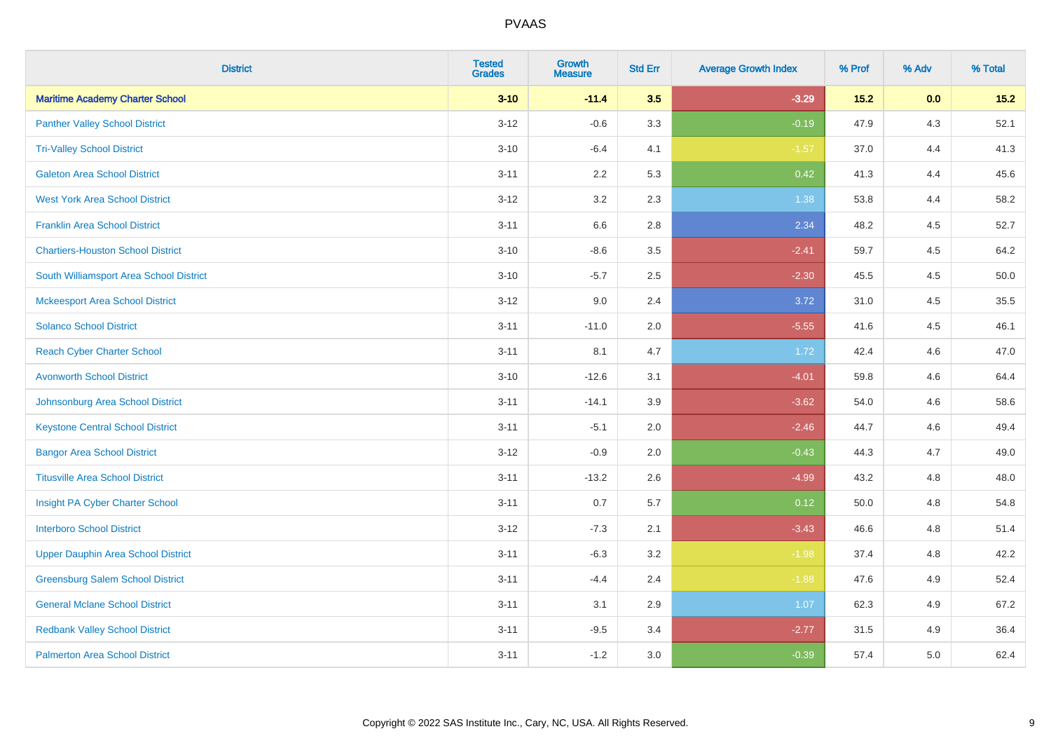| District | Tested Grades | Growth Measure | Std Err | Average Growth Index | % Prof | % Adv | % Total |
|---|---|---|---|---|---|---|---|
| **Maritime Academy Charter School** | **3-10** | **-11.4** | **3.5** | **-3.29** | **15.2** | **0.0** | **15.2** |
| Panther Valley School District | 3-12 | -0.6 | 3.3 | -0.19 | 47.9 | 4.3 | 52.1 |
| Tri-Valley School District | 3-10 | -6.4 | 4.1 | -1.57 | 37.0 | 4.4 | 41.3 |
| Galeton Area School District | 3-11 | 2.2 | 5.3 | 0.42 | 41.3 | 4.4 | 45.6 |
| West York Area School District | 3-12 | 3.2 | 2.3 | 1.38 | 53.8 | 4.4 | 58.2 |
| Franklin Area School District | 3-11 | 6.6 | 2.8 | 2.34 | 48.2 | 4.5 | 52.7 |
| Chartiers-Houston School District | 3-10 | -8.6 | 3.5 | -2.41 | 59.7 | 4.5 | 64.2 |
| South Williamsport Area School District | 3-10 | -5.7 | 2.5 | -2.30 | 45.5 | 4.5 | 50.0 |
| Mckeesport Area School District | 3-12 | 9.0 | 2.4 | 3.72 | 31.0 | 4.5 | 35.5 |
| Solanco School District | 3-11 | -11.0 | 2.0 | -5.55 | 41.6 | 4.5 | 46.1 |
| Reach Cyber Charter School | 3-11 | 8.1 | 4.7 | 1.72 | 42.4 | 4.6 | 47.0 |
| Avonworth School District | 3-10 | -12.6 | 3.1 | -4.01 | 59.8 | 4.6 | 64.4 |
| Johnsonburg Area School District | 3-11 | -14.1 | 3.9 | -3.62 | 54.0 | 4.6 | 58.6 |
| Keystone Central School District | 3-11 | -5.1 | 2.0 | -2.46 | 44.7 | 4.6 | 49.4 |
| Bangor Area School District | 3-12 | -0.9 | 2.0 | -0.43 | 44.3 | 4.7 | 49.0 |
| Titusville Area School District | 3-11 | -13.2 | 2.6 | -4.99 | 43.2 | 4.8 | 48.0 |
| Insight PA Cyber Charter School | 3-11 | 0.7 | 5.7 | 0.12 | 50.0 | 4.8 | 54.8 |
| Interboro School District | 3-12 | -7.3 | 2.1 | -3.43 | 46.6 | 4.8 | 51.4 |
| Upper Dauphin Area School District | 3-11 | -6.3 | 3.2 | -1.98 | 37.4 | 4.8 | 42.2 |
| Greensburg Salem School District | 3-11 | -4.4 | 2.4 | -1.88 | 47.6 | 4.9 | 52.4 |
| General Mclane School District | 3-11 | 3.1 | 2.9 | 1.07 | 62.3 | 4.9 | 67.2 |
| Redbank Valley School District | 3-11 | -9.5 | 3.4 | -2.77 | 31.5 | 4.9 | 36.4 |
| Palmerton Area School District | 3-11 | -1.2 | 3.0 | -0.39 | 57.4 | 5.0 | 62.4 |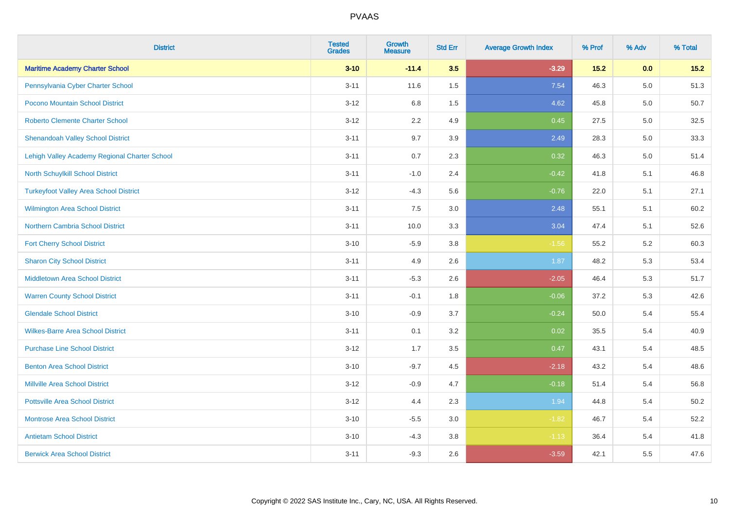# PVAAS

| District | Tested Grades | Growth Measure | Std Err | Average Growth Index | % Prof | % Adv | % Total |
|---|---|---|---|---|---|---|---|
| **Maritime Academy Charter School** | **3-10** | **-11.4** | **3.5** | **-3.29** | **15.2** | **0.0** | **15.2** |
| Pennsylvania Cyber Charter School | 3-11 | 11.6 | 1.5 | 7.54 | 46.3 | 5.0 | 51.3 |
| Pocono Mountain School District | 3-12 | 6.8 | 1.5 | 4.62 | 45.8 | 5.0 | 50.7 |
| Roberto Clemente Charter School | 3-12 | 2.2 | 4.9 | 0.45 | 27.5 | 5.0 | 32.5 |
| Shenandoah Valley School District | 3-11 | 9.7 | 3.9 | 2.49 | 28.3 | 5.0 | 33.3 |
| Lehigh Valley Academy Regional Charter School | 3-11 | 0.7 | 2.3 | 0.32 | 46.3 | 5.0 | 51.4 |
| North Schuylkill School District | 3-11 | -1.0 | 2.4 | -0.42 | 41.8 | 5.1 | 46.8 |
| Turkeyfoot Valley Area School District | 3-12 | -4.3 | 5.6 | -0.76 | 22.0 | 5.1 | 27.1 |
| Wilmington Area School District | 3-11 | 7.5 | 3.0 | 2.48 | 55.1 | 5.1 | 60.2 |
| Northern Cambria School District | 3-11 | 10.0 | 3.3 | 3.04 | 47.4 | 5.1 | 52.6 |
| Fort Cherry School District | 3-10 | -5.9 | 3.8 | -1.56 | 55.2 | 5.2 | 60.3 |
| Sharon City School District | 3-11 | 4.9 | 2.6 | 1.87 | 48.2 | 5.3 | 53.4 |
| Middletown Area School District | 3-11 | -5.3 | 2.6 | -2.05 | 46.4 | 5.3 | 51.7 |
| Warren County School District | 3-11 | -0.1 | 1.8 | -0.06 | 37.2 | 5.3 | 42.6 |
| Glendale School District | 3-10 | -0.9 | 3.7 | -0.24 | 50.0 | 5.4 | 55.4 |
| Wilkes-Barre Area School District | 3-11 | 0.1 | 3.2 | 0.02 | 35.5 | 5.4 | 40.9 |
| Purchase Line School District | 3-12 | 1.7 | 3.5 | 0.47 | 43.1 | 5.4 | 48.5 |
| Benton Area School District | 3-10 | -9.7 | 4.5 | -2.18 | 43.2 | 5.4 | 48.6 |
| Millville Area School District | 3-12 | -0.9 | 4.7 | -0.18 | 51.4 | 5.4 | 56.8 |
| Pottsville Area School District | 3-12 | 4.4 | 2.3 | 1.94 | 44.8 | 5.4 | 50.2 |
| Montrose Area School District | 3-10 | -5.5 | 3.0 | -1.82 | 46.7 | 5.4 | 52.2 |
| Antietam School District | 3-10 | -4.3 | 3.8 | -1.13 | 36.4 | 5.4 | 41.8 |
| Berwick Area School District | 3-11 | -9.3 | 2.6 | -3.59 | 42.1 | 5.5 | 47.6 |

Copyright © 2022 SAS Institute Inc., Cary, NC, USA. All Rights Reserved.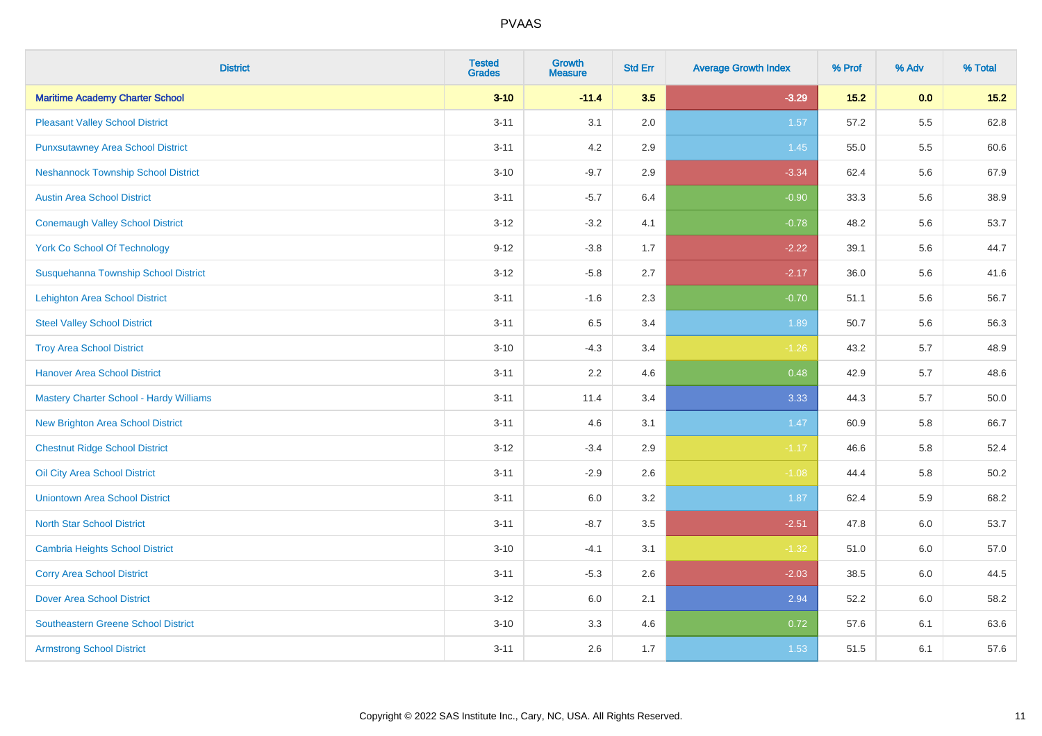| District | Tested Grades | Growth Measure | Std Err | Average Growth Index | % Prof | % Adv | % Total |
|---|---|---|---|---|---|---|---|
| **Maritime Academy Charter School** | **3-10** | **-11.4** | **3.5** | **-3.29** | **15.2** | **0.0** | **15.2** |
| Pleasant Valley School District | 3-11 | 3.1 | 2.0 | 1.57 | 57.2 | 5.5 | 62.8 |
| Punxsutawney Area School District | 3-11 | 4.2 | 2.9 | 1.45 | 55.0 | 5.5 | 60.6 |
| Neshannock Township School District | 3-10 | -9.7 | 2.9 | -3.34 | 62.4 | 5.6 | 67.9 |
| Austin Area School District | 3-11 | -5.7 | 6.4 | -0.90 | 33.3 | 5.6 | 38.9 |
| Conemaugh Valley School District | 3-12 | -3.2 | 4.1 | -0.78 | 48.2 | 5.6 | 53.7 |
| York Co School Of Technology | 9-12 | -3.8 | 1.7 | -2.22 | 39.1 | 5.6 | 44.7 |
| Susquehanna Township School District | 3-12 | -5.8 | 2.7 | -2.17 | 36.0 | 5.6 | 41.6 |
| Lehighton Area School District | 3-11 | -1.6 | 2.3 | -0.70 | 51.1 | 5.6 | 56.7 |
| Steel Valley School District | 3-11 | 6.5 | 3.4 | 1.89 | 50.7 | 5.6 | 56.3 |
| Troy Area School District | 3-10 | -4.3 | 3.4 | -1.26 | 43.2 | 5.7 | 48.9 |
| Hanover Area School District | 3-11 | 2.2 | 4.6 | 0.48 | 42.9 | 5.7 | 48.6 |
| Mastery Charter School - Hardy Williams | 3-11 | 11.4 | 3.4 | 3.33 | 44.3 | 5.7 | 50.0 |
| New Brighton Area School District | 3-11 | 4.6 | 3.1 | 1.47 | 60.9 | 5.8 | 66.7 |
| Chestnut Ridge School District | 3-12 | -3.4 | 2.9 | -1.17 | 46.6 | 5.8 | 52.4 |
| Oil City Area School District | 3-11 | -2.9 | 2.6 | -1.08 | 44.4 | 5.8 | 50.2 |
| Uniontown Area School District | 3-11 | 6.0 | 3.2 | 1.87 | 62.4 | 5.9 | 68.2 |
| North Star School District | 3-11 | -8.7 | 3.5 | -2.51 | 47.8 | 6.0 | 53.7 |
| Cambria Heights School District | 3-10 | -4.1 | 3.1 | -1.32 | 51.0 | 6.0 | 57.0 |
| Corry Area School District | 3-11 | -5.3 | 2.6 | -2.03 | 38.5 | 6.0 | 44.5 |
| Dover Area School District | 3-12 | 6.0 | 2.1 | 2.94 | 52.2 | 6.0 | 58.2 |
| Southeastern Greene School District | 3-10 | 3.3 | 4.6 | 0.72 | 57.6 | 6.1 | 63.6 |
| Armstrong School District | 3-11 | 2.6 | 1.7 | 1.53 | 51.5 | 6.1 | 57.6 |

Copyright © 2022 SAS Institute Inc., Cary, NC, USA. All Rights Reserved.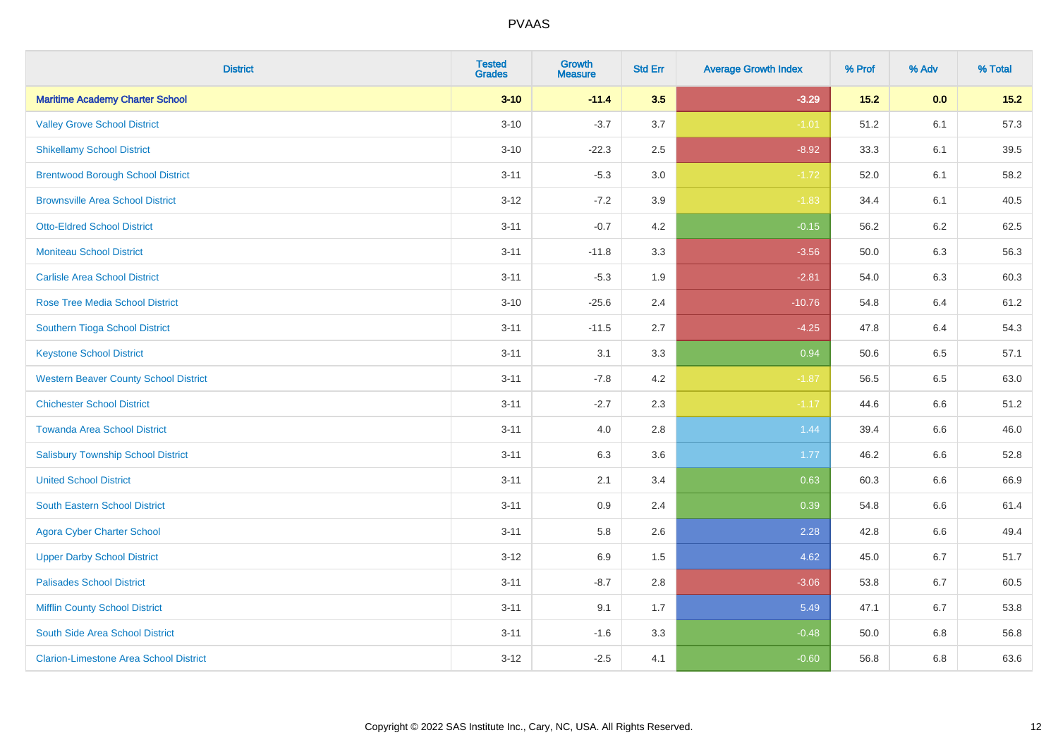# PVAAS

| District | Tested Grades | Growth Measure | Std Err | Average Growth Index | % Prof | % Adv | % Total |
|---|---|---|---|---|---|---|---|
| **Maritime Academy Charter School** | **3-10** | **-11.4** | **3.5** | **-3.29** | **15.2** | **0.0** | **15.2** |
| Valley Grove School District | 3-10 | -3.7 | 3.7 | -1.01 | 51.2 | 6.1 | 57.3 |
| Shikellamy School District | 3-10 | -22.3 | 2.5 | -8.92 | 33.3 | 6.1 | 39.5 |
| Brentwood Borough School District | 3-11 | -5.3 | 3.0 | -1.72 | 52.0 | 6.1 | 58.2 |
| Brownsville Area School District | 3-12 | -7.2 | 3.9 | -1.83 | 34.4 | 6.1 | 40.5 |
| Otto-Eldred School District | 3-11 | -0.7 | 4.2 | -0.15 | 56.2 | 6.2 | 62.5 |
| Moniteau School District | 3-11 | -11.8 | 3.3 | -3.56 | 50.0 | 6.3 | 56.3 |
| Carlisle Area School District | 3-11 | -5.3 | 1.9 | -2.81 | 54.0 | 6.3 | 60.3 |
| Rose Tree Media School District | 3-10 | -25.6 | 2.4 | -10.76 | 54.8 | 6.4 | 61.2 |
| Southern Tioga School District | 3-11 | -11.5 | 2.7 | -4.25 | 47.8 | 6.4 | 54.3 |
| Keystone School District | 3-11 | 3.1 | 3.3 | 0.94 | 50.6 | 6.5 | 57.1 |
| Western Beaver County School District | 3-11 | -7.8 | 4.2 | -1.87 | 56.5 | 6.5 | 63.0 |
| Chichester School District | 3-11 | -2.7 | 2.3 | -1.17 | 44.6 | 6.6 | 51.2 |
| Towanda Area School District | 3-11 | 4.0 | 2.8 | 1.44 | 39.4 | 6.6 | 46.0 |
| Salisbury Township School District | 3-11 | 6.3 | 3.6 | 1.77 | 46.2 | 6.6 | 52.8 |
| United School District | 3-11 | 2.1 | 3.4 | 0.63 | 60.3 | 6.6 | 66.9 |
| South Eastern School District | 3-11 | 0.9 | 2.4 | 0.39 | 54.8 | 6.6 | 61.4 |
| Agora Cyber Charter School | 3-11 | 5.8 | 2.6 | 2.28 | 42.8 | 6.6 | 49.4 |
| Upper Darby School District | 3-12 | 6.9 | 1.5 | 4.62 | 45.0 | 6.7 | 51.7 |
| Palisades School District | 3-11 | -8.7 | 2.8 | -3.06 | 53.8 | 6.7 | 60.5 |
| Mifflin County School District | 3-11 | 9.1 | 1.7 | 5.49 | 47.1 | 6.7 | 53.8 |
| South Side Area School District | 3-11 | -1.6 | 3.3 | -0.48 | 50.0 | 6.8 | 56.8 |
| Clarion-Limestone Area School District | 3-12 | -2.5 | 4.1 | -0.60 | 56.8 | 6.8 | 63.6 |

Copyright © 2022 SAS Institute Inc., Cary, NC, USA. All Rights Reserved.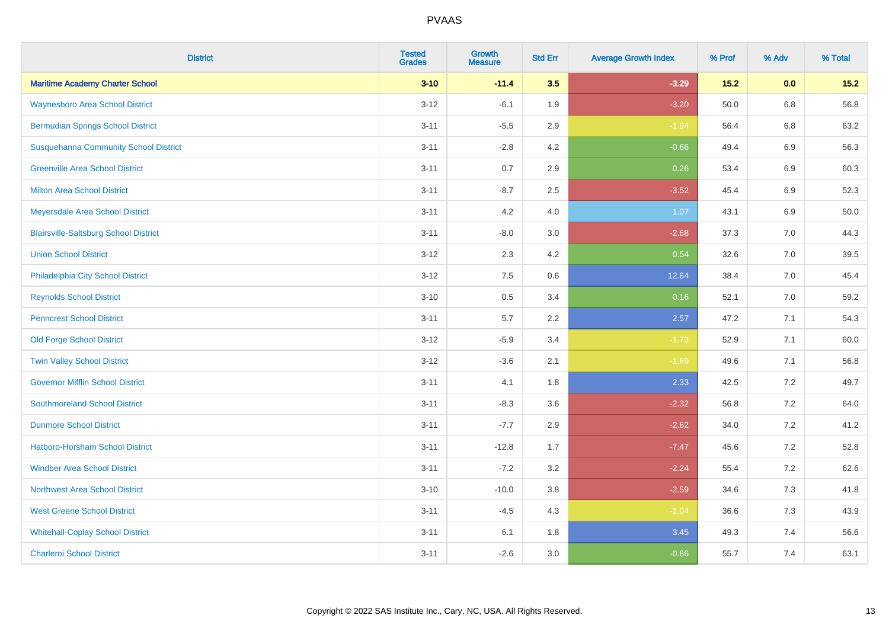# PVAAS

| District | Tested Grades | Growth Measure | Std Err | Average Growth Index | % Prof | % Adv | % Total |
|---|---|---|---|---|---|---|---|
| **Maritime Academy Charter School** | **3-10** | **-11.4** | **3.5** | **-3.29** | **15.2** | **0.0** | **15.2** |
| Waynesboro Area School District | 3-12 | -6.1 | 1.9 | -3.20 | 50.0 | 6.8 | 56.8 |
| Bermudian Springs School District | 3-11 | -5.5 | 2.9 | -1.94 | 56.4 | 6.8 | 63.2 |
| Susquehanna Community School District | 3-11 | -2.8 | 4.2 | -0.66 | 49.4 | 6.9 | 56.3 |
| Greenville Area School District | 3-11 | 0.7 | 2.9 | 0.26 | 53.4 | 6.9 | 60.3 |
| Milton Area School District | 3-11 | -8.7 | 2.5 | -3.52 | 45.4 | 6.9 | 52.3 |
| Meyersdale Area School District | 3-11 | 4.2 | 4.0 | 1.07 | 43.1 | 6.9 | 50.0 |
| Blairsville-Saltsburg School District | 3-11 | -8.0 | 3.0 | -2.68 | 37.3 | 7.0 | 44.3 |
| Union School District | 3-12 | 2.3 | 4.2 | 0.54 | 32.6 | 7.0 | 39.5 |
| Philadelphia City School District | 3-12 | 7.5 | 0.6 | 12.64 | 38.4 | 7.0 | 45.4 |
| Reynolds School District | 3-10 | 0.5 | 3.4 | 0.16 | 52.1 | 7.0 | 59.2 |
| Penncrest School District | 3-11 | 5.7 | 2.2 | 2.57 | 47.2 | 7.1 | 54.3 |
| Old Forge School District | 3-12 | -5.9 | 3.4 | -1.73 | 52.9 | 7.1 | 60.0 |
| Twin Valley School District | 3-12 | -3.6 | 2.1 | -1.69 | 49.6 | 7.1 | 56.8 |
| Governor Mifflin School District | 3-11 | 4.1 | 1.8 | 2.33 | 42.5 | 7.2 | 49.7 |
| Southmoreland School District | 3-11 | -8.3 | 3.6 | -2.32 | 56.8 | 7.2 | 64.0 |
| Dunmore School District | 3-11 | -7.7 | 2.9 | -2.62 | 34.0 | 7.2 | 41.2 |
| Hatboro-Horsham School District | 3-11 | -12.8 | 1.7 | -7.47 | 45.6 | 7.2 | 52.8 |
| Windber Area School District | 3-11 | -7.2 | 3.2 | -2.24 | 55.4 | 7.2 | 62.6 |
| Northwest Area School District | 3-10 | -10.0 | 3.8 | -2.59 | 34.6 | 7.3 | 41.8 |
| West Greene School District | 3-11 | -4.5 | 4.3 | -1.04 | 36.6 | 7.3 | 43.9 |
| Whitehall-Coplay School District | 3-11 | 6.1 | 1.8 | 3.45 | 49.3 | 7.4 | 56.6 |
| Charleroi School District | 3-11 | -2.6 | 3.0 | -0.86 | 55.7 | 7.4 | 63.1 |

Copyright © 2022 SAS Institute Inc., Cary, NC, USA. All Rights Reserved.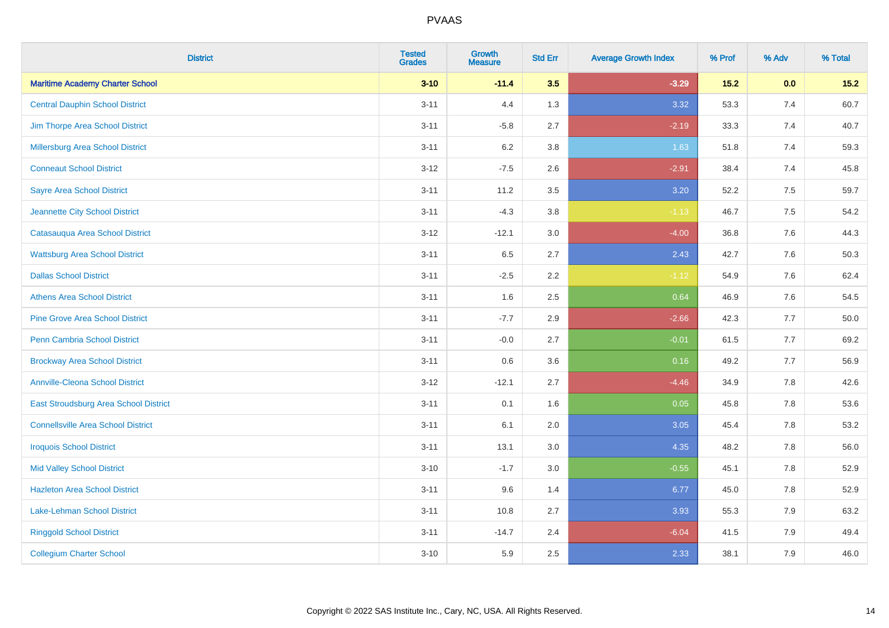| District | Tested Grades | Growth Measure | Std Err | Average Growth Index | % Prof | % Adv | % Total |
|---|---|---|---|---|---|---|---|
| **Maritime Academy Charter School** | **3-10** | **-11.4** | **3.5** | **-3.29** | **15.2** | **0.0** | **15.2** |
| Central Dauphin School District | 3-11 | 4.4 | 1.3 | 3.32 | 53.3 | 7.4 | 60.7 |
| Jim Thorpe Area School District | 3-11 | -5.8 | 2.7 | -2.19 | 33.3 | 7.4 | 40.7 |
| Millersburg Area School District | 3-11 | 6.2 | 3.8 | 1.63 | 51.8 | 7.4 | 59.3 |
| Conneaut School District | 3-12 | -7.5 | 2.6 | -2.91 | 38.4 | 7.4 | 45.8 |
| Sayre Area School District | 3-11 | 11.2 | 3.5 | 3.20 | 52.2 | 7.5 | 59.7 |
| Jeannette City School District | 3-11 | -4.3 | 3.8 | -1.13 | 46.7 | 7.5 | 54.2 |
| Catasauqua Area School District | 3-12 | -12.1 | 3.0 | -4.00 | 36.8 | 7.6 | 44.3 |
| Wattsburg Area School District | 3-11 | 6.5 | 2.7 | 2.43 | 42.7 | 7.6 | 50.3 |
| Dallas School District | 3-11 | -2.5 | 2.2 | -1.12 | 54.9 | 7.6 | 62.4 |
| Athens Area School District | 3-11 | 1.6 | 2.5 | 0.64 | 46.9 | 7.6 | 54.5 |
| Pine Grove Area School District | 3-11 | -7.7 | 2.9 | -2.66 | 42.3 | 7.7 | 50.0 |
| Penn Cambria School District | 3-11 | -0.0 | 2.7 | -0.01 | 61.5 | 7.7 | 69.2 |
| Brockway Area School District | 3-11 | 0.6 | 3.6 | 0.16 | 49.2 | 7.7 | 56.9 |
| Annville-Cleona School District | 3-12 | -12.1 | 2.7 | -4.46 | 34.9 | 7.8 | 42.6 |
| East Stroudsburg Area School District | 3-11 | 0.1 | 1.6 | 0.05 | 45.8 | 7.8 | 53.6 |
| Connellsville Area School District | 3-11 | 6.1 | 2.0 | 3.05 | 45.4 | 7.8 | 53.2 |
| Iroquois School District | 3-11 | 13.1 | 3.0 | 4.35 | 48.2 | 7.8 | 56.0 |
| Mid Valley School District | 3-10 | -1.7 | 3.0 | -0.55 | 45.1 | 7.8 | 52.9 |
| Hazleton Area School District | 3-11 | 9.6 | 1.4 | 6.77 | 45.0 | 7.8 | 52.9 |
| Lake-Lehman School District | 3-11 | 10.8 | 2.7 | 3.93 | 55.3 | 7.9 | 63.2 |
| Ringgold School District | 3-11 | -14.7 | 2.4 | -6.04 | 41.5 | 7.9 | 49.4 |
| Collegium Charter School | 3-10 | 5.9 | 2.5 | 2.33 | 38.1 | 7.9 | 46.0 |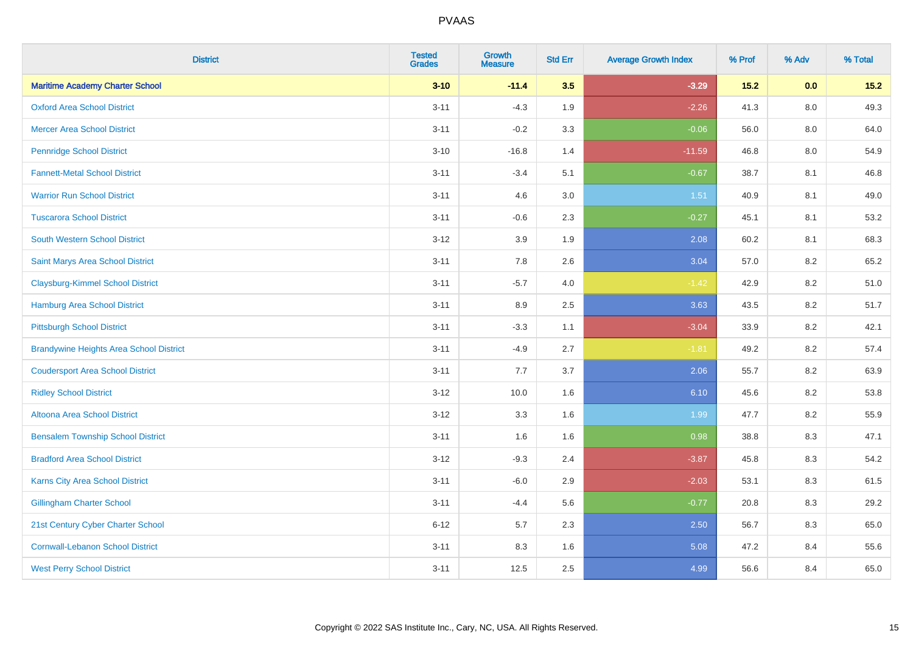# PVAAS

| District | Tested Grades | Growth Measure | Std Err | Average Growth Index | % Prof | % Adv | % Total |
|---|---|---|---|---|---|---|---|
| **Maritime Academy Charter School** | **3-10** | **-11.4** | **3.5** | **-3.29** | **15.2** | **0.0** | **15.2** |
| Oxford Area School District | 3-11 | -4.3 | 1.9 | -2.26 | 41.3 | 8.0 | 49.3 |
| Mercer Area School District | 3-11 | -0.2 | 3.3 | -0.06 | 56.0 | 8.0 | 64.0 |
| Pennridge School District | 3-10 | -16.8 | 1.4 | -11.59 | 46.8 | 8.0 | 54.9 |
| Fannett-Metal School District | 3-11 | -3.4 | 5.1 | -0.67 | 38.7 | 8.1 | 46.8 |
| Warrior Run School District | 3-11 | 4.6 | 3.0 | 1.51 | 40.9 | 8.1 | 49.0 |
| Tuscarora School District | 3-11 | -0.6 | 2.3 | -0.27 | 45.1 | 8.1 | 53.2 |
| South Western School District | 3-12 | 3.9 | 1.9 | 2.08 | 60.2 | 8.1 | 68.3 |
| Saint Marys Area School District | 3-11 | 7.8 | 2.6 | 3.04 | 57.0 | 8.2 | 65.2 |
| Claysburg-Kimmel School District | 3-11 | -5.7 | 4.0 | -1.42 | 42.9 | 8.2 | 51.0 |
| Hamburg Area School District | 3-11 | 8.9 | 2.5 | 3.63 | 43.5 | 8.2 | 51.7 |
| Pittsburgh School District | 3-11 | -3.3 | 1.1 | -3.04 | 33.9 | 8.2 | 42.1 |
| Brandywine Heights Area School District | 3-11 | -4.9 | 2.7 | -1.81 | 49.2 | 8.2 | 57.4 |
| Coudersport Area School District | 3-11 | 7.7 | 3.7 | 2.06 | 55.7 | 8.2 | 63.9 |
| Ridley School District | 3-12 | 10.0 | 1.6 | 6.10 | 45.6 | 8.2 | 53.8 |
| Altoona Area School District | 3-12 | 3.3 | 1.6 | 1.99 | 47.7 | 8.2 | 55.9 |
| Bensalem Township School District | 3-11 | 1.6 | 1.6 | 0.98 | 38.8 | 8.3 | 47.1 |
| Bradford Area School District | 3-12 | -9.3 | 2.4 | -3.87 | 45.8 | 8.3 | 54.2 |
| Karns City Area School District | 3-11 | -6.0 | 2.9 | -2.03 | 53.1 | 8.3 | 61.5 |
| Gillingham Charter School | 3-11 | -4.4 | 5.6 | -0.77 | 20.8 | 8.3 | 29.2 |
| 21st Century Cyber Charter School | 6-12 | 5.7 | 2.3 | 2.50 | 56.7 | 8.3 | 65.0 |
| Cornwall-Lebanon School District | 3-11 | 8.3 | 1.6 | 5.08 | 47.2 | 8.4 | 55.6 |
| West Perry School District | 3-11 | 12.5 | 2.5 | 4.99 | 56.6 | 8.4 | 65.0 |

Copyright © 2022 SAS Institute Inc., Cary, NC, USA. All Rights Reserved.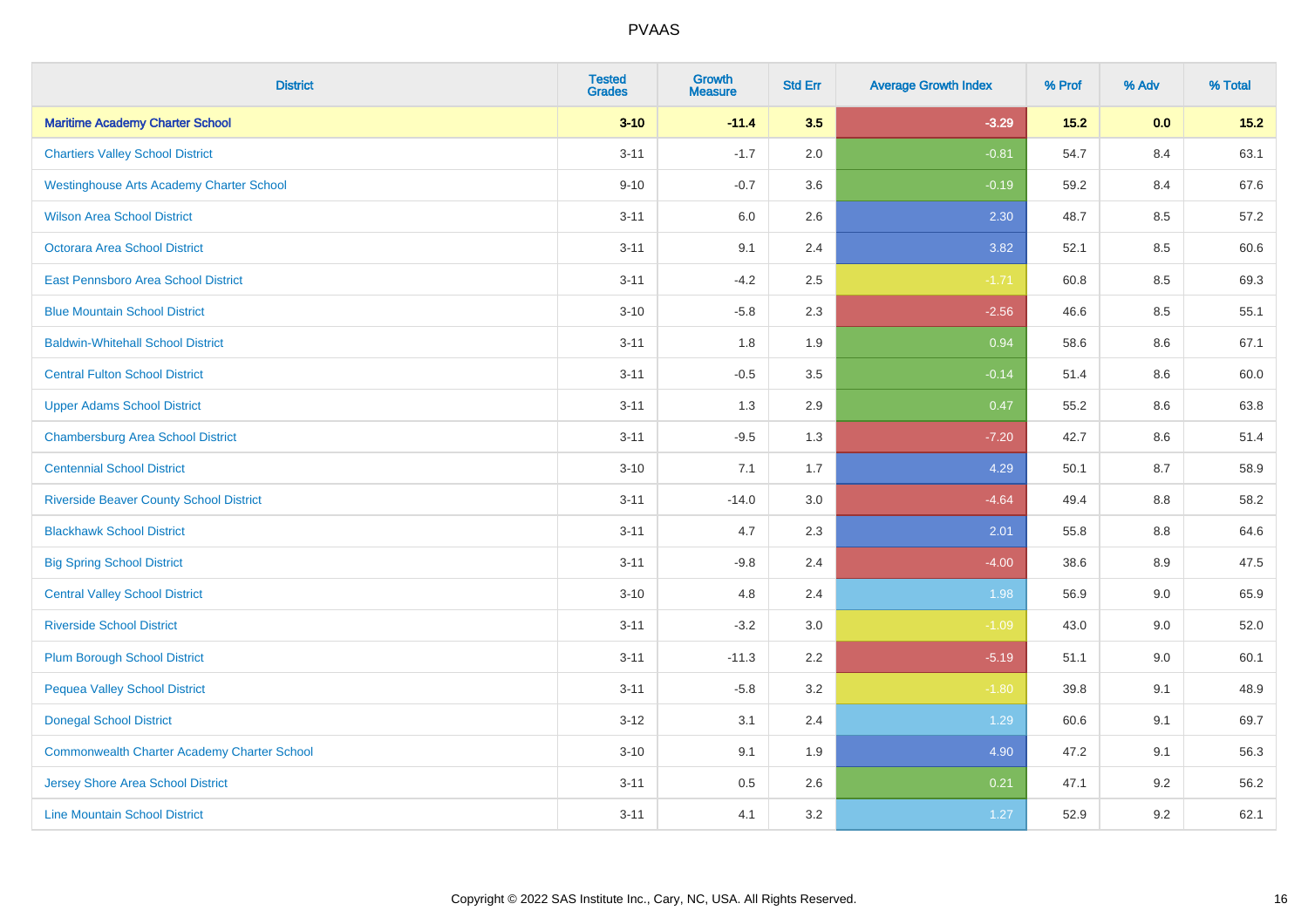| District | Tested Grades | Growth Measure | Std Err | Average Growth Index | % Prof | % Adv | % Total |
|---|---|---|---|---|---|---|---|
| **Maritime Academy Charter School** | **3-10** | **-11.4** | **3.5** | **-3.29** | **15.2** | **0.0** | **15.2** |
| Chartiers Valley School District | 3-11 | -1.7 | 2.0 | -0.81 | 54.7 | 8.4 | 63.1 |
| Westinghouse Arts Academy Charter School | 9-10 | -0.7 | 3.6 | -0.19 | 59.2 | 8.4 | 67.6 |
| Wilson Area School District | 3-11 | 6.0 | 2.6 | 2.30 | 48.7 | 8.5 | 57.2 |
| Octorara Area School District | 3-11 | 9.1 | 2.4 | 3.82 | 52.1 | 8.5 | 60.6 |
| East Pennsboro Area School District | 3-11 | -4.2 | 2.5 | -1.71 | 60.8 | 8.5 | 69.3 |
| Blue Mountain School District | 3-10 | -5.8 | 2.3 | -2.56 | 46.6 | 8.5 | 55.1 |
| Baldwin-Whitehall School District | 3-11 | 1.8 | 1.9 | 0.94 | 58.6 | 8.6 | 67.1 |
| Central Fulton School District | 3-11 | -0.5 | 3.5 | -0.14 | 51.4 | 8.6 | 60.0 |
| Upper Adams School District | 3-11 | 1.3 | 2.9 | 0.47 | 55.2 | 8.6 | 63.8 |
| Chambersburg Area School District | 3-11 | -9.5 | 1.3 | -7.20 | 42.7 | 8.6 | 51.4 |
| Centennial School District | 3-10 | 7.1 | 1.7 | 4.29 | 50.1 | 8.7 | 58.9 |
| Riverside Beaver County School District | 3-11 | -14.0 | 3.0 | -4.64 | 49.4 | 8.8 | 58.2 |
| Blackhawk School District | 3-11 | 4.7 | 2.3 | 2.01 | 55.8 | 8.8 | 64.6 |
| Big Spring School District | 3-11 | -9.8 | 2.4 | -4.00 | 38.6 | 8.9 | 47.5 |
| Central Valley School District | 3-10 | 4.8 | 2.4 | 1.98 | 56.9 | 9.0 | 65.9 |
| Riverside School District | 3-11 | -3.2 | 3.0 | -1.09 | 43.0 | 9.0 | 52.0 |
| Plum Borough School District | 3-11 | -11.3 | 2.2 | -5.19 | 51.1 | 9.0 | 60.1 |
| Pequea Valley School District | 3-11 | -5.8 | 3.2 | -1.80 | 39.8 | 9.1 | 48.9 |
| Donegal School District | 3-12 | 3.1 | 2.4 | 1.29 | 60.6 | 9.1 | 69.7 |
| Commonwealth Charter Academy Charter School | 3-10 | 9.1 | 1.9 | 4.90 | 47.2 | 9.1 | 56.3 |
| Jersey Shore Area School District | 3-11 | 0.5 | 2.6 | 0.21 | 47.1 | 9.2 | 56.2 |
| Line Mountain School District | 3-11 | 4.1 | 3.2 | 1.27 | 52.9 | 9.2 | 62.1 |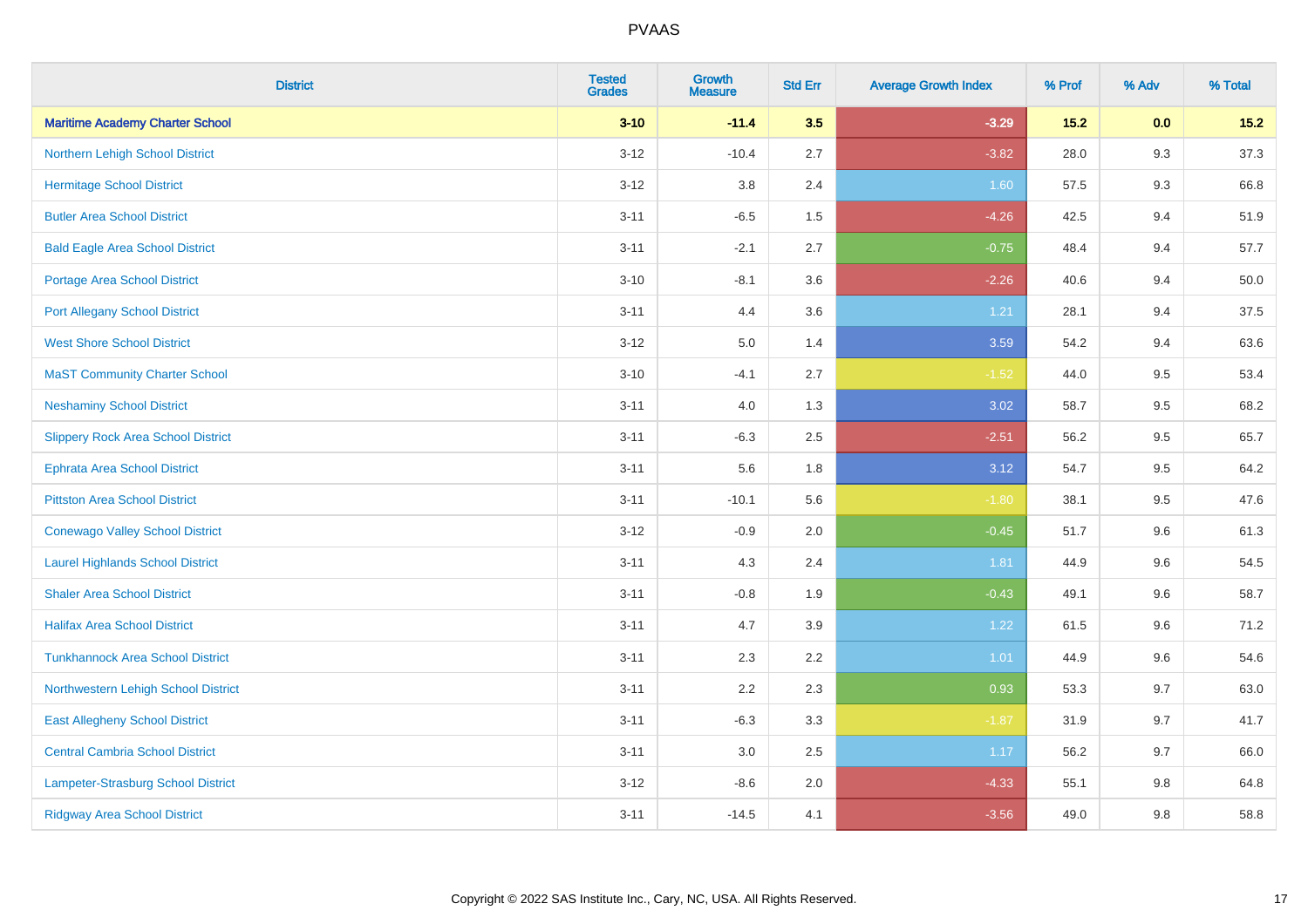# PVAAS

| District | Tested Grades | Growth Measure | Std Err | Average Growth Index | % Prof | % Adv | % Total |
|---|---|---|---|---|---|---|---|
| **Maritime Academy Charter School** | **3-10** | **-11.4** | **3.5** | **-3.29** | **15.2** | **0.0** | **15.2** |
| Northern Lehigh School District | 3-12 | -10.4 | 2.7 | -3.82 | 28.0 | 9.3 | 37.3 |
| Hermitage School District | 3-12 | 3.8 | 2.4 | 1.60 | 57.5 | 9.3 | 66.8 |
| Butler Area School District | 3-11 | -6.5 | 1.5 | -4.26 | 42.5 | 9.4 | 51.9 |
| Bald Eagle Area School District | 3-11 | -2.1 | 2.7 | -0.75 | 48.4 | 9.4 | 57.7 |
| Portage Area School District | 3-10 | -8.1 | 3.6 | -2.26 | 40.6 | 9.4 | 50.0 |
| Port Allegany School District | 3-11 | 4.4 | 3.6 | 1.21 | 28.1 | 9.4 | 37.5 |
| West Shore School District | 3-12 | 5.0 | 1.4 | 3.59 | 54.2 | 9.4 | 63.6 |
| MaST Community Charter School | 3-10 | -4.1 | 2.7 | -1.52 | 44.0 | 9.5 | 53.4 |
| Neshaminy School District | 3-11 | 4.0 | 1.3 | 3.02 | 58.7 | 9.5 | 68.2 |
| Slippery Rock Area School District | 3-11 | -6.3 | 2.5 | -2.51 | 56.2 | 9.5 | 65.7 |
| Ephrata Area School District | 3-11 | 5.6 | 1.8 | 3.12 | 54.7 | 9.5 | 64.2 |
| Pittston Area School District | 3-11 | -10.1 | 5.6 | -1.80 | 38.1 | 9.5 | 47.6 |
| Conewago Valley School District | 3-12 | -0.9 | 2.0 | -0.45 | 51.7 | 9.6 | 61.3 |
| Laurel Highlands School District | 3-11 | 4.3 | 2.4 | 1.81 | 44.9 | 9.6 | 54.5 |
| Shaler Area School District | 3-11 | -0.8 | 1.9 | -0.43 | 49.1 | 9.6 | 58.7 |
| Halifax Area School District | 3-11 | 4.7 | 3.9 | 1.22 | 61.5 | 9.6 | 71.2 |
| Tunkhannock Area School District | 3-11 | 2.3 | 2.2 | 1.01 | 44.9 | 9.6 | 54.6 |
| Northwestern Lehigh School District | 3-11 | 2.2 | 2.3 | 0.93 | 53.3 | 9.7 | 63.0 |
| East Allegheny School District | 3-11 | -6.3 | 3.3 | -1.87 | 31.9 | 9.7 | 41.7 |
| Central Cambria School District | 3-11 | 3.0 | 2.5 | 1.17 | 56.2 | 9.7 | 66.0 |
| Lampeter-Strasburg School District | 3-12 | -8.6 | 2.0 | -4.33 | 55.1 | 9.8 | 64.8 |
| Ridgway Area School District | 3-11 | -14.5 | 4.1 | -3.56 | 49.0 | 9.8 | 58.8 |

Copyright © 2022 SAS Institute Inc., Cary, NC, USA. All Rights Reserved.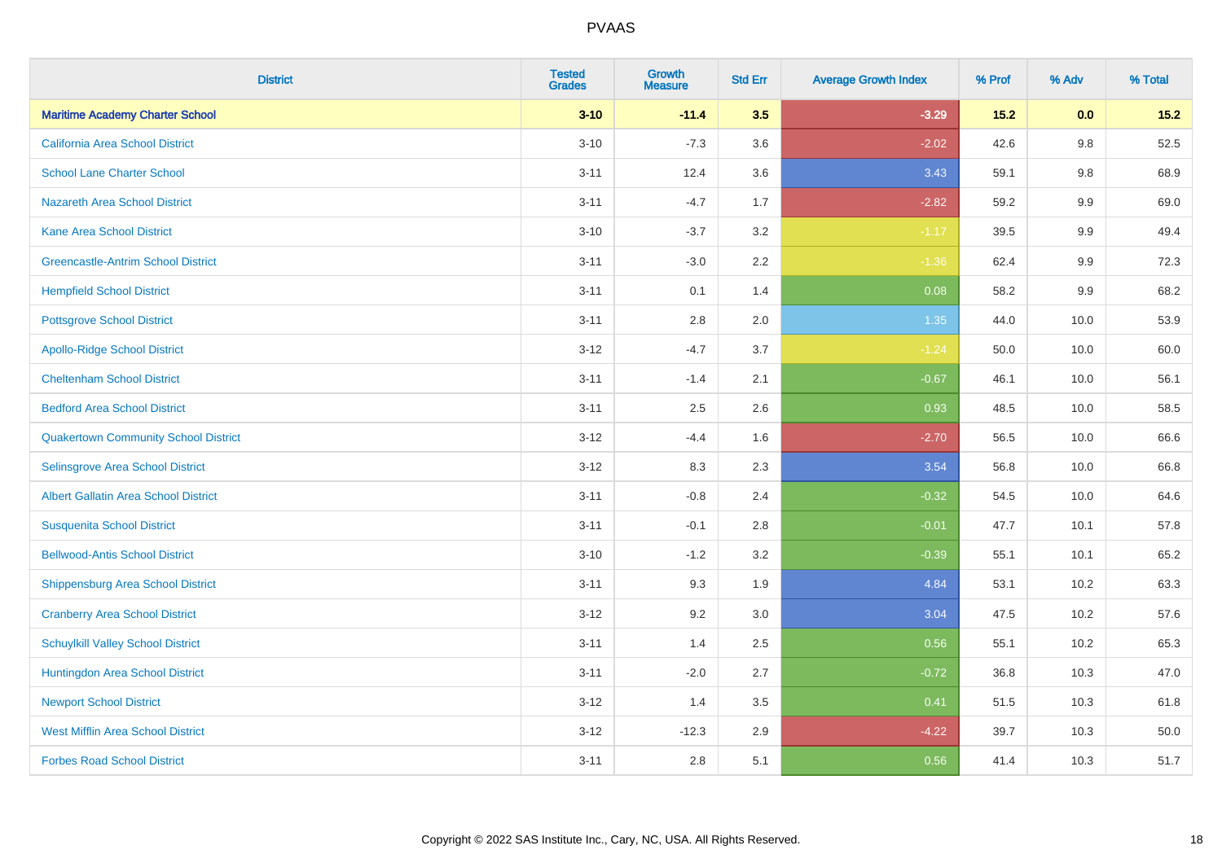| District | Tested Grades | Growth Measure | Std Err | Average Growth Index | % Prof | % Adv | % Total |
|---|---|---|---|---|---|---|---|
| **Maritime Academy Charter School** | **3-10** | **-11.4** | **3.5** | **-3.29** | **15.2** | **0.0** | **15.2** |
| California Area School District | 3-10 | -7.3 | 3.6 | -2.02 | 42.6 | 9.8 | 52.5 |
| School Lane Charter School | 3-11 | 12.4 | 3.6 | 3.43 | 59.1 | 9.8 | 68.9 |
| Nazareth Area School District | 3-11 | -4.7 | 1.7 | -2.82 | 59.2 | 9.9 | 69.0 |
| Kane Area School District | 3-10 | -3.7 | 3.2 | -1.17 | 39.5 | 9.9 | 49.4 |
| Greencastle-Antrim School District | 3-11 | -3.0 | 2.2 | -1.36 | 62.4 | 9.9 | 72.3 |
| Hempfield School District | 3-11 | 0.1 | 1.4 | 0.08 | 58.2 | 9.9 | 68.2 |
| Pottsgrove School District | 3-11 | 2.8 | 2.0 | 1.35 | 44.0 | 10.0 | 53.9 |
| Apollo-Ridge School District | 3-12 | -4.7 | 3.7 | -1.24 | 50.0 | 10.0 | 60.0 |
| Cheltenham School District | 3-11 | -1.4 | 2.1 | -0.67 | 46.1 | 10.0 | 56.1 |
| Bedford Area School District | 3-11 | 2.5 | 2.6 | 0.93 | 48.5 | 10.0 | 58.5 |
| Quakertown Community School District | 3-12 | -4.4 | 1.6 | -2.70 | 56.5 | 10.0 | 66.6 |
| Selinsgrove Area School District | 3-12 | 8.3 | 2.3 | 3.54 | 56.8 | 10.0 | 66.8 |
| Albert Gallatin Area School District | 3-11 | -0.8 | 2.4 | -0.32 | 54.5 | 10.0 | 64.6 |
| Susquenita School District | 3-11 | -0.1 | 2.8 | -0.01 | 47.7 | 10.1 | 57.8 |
| Bellwood-Antis School District | 3-10 | -1.2 | 3.2 | -0.39 | 55.1 | 10.1 | 65.2 |
| Shippensburg Area School District | 3-11 | 9.3 | 1.9 | 4.84 | 53.1 | 10.2 | 63.3 |
| Cranberry Area School District | 3-12 | 9.2 | 3.0 | 3.04 | 47.5 | 10.2 | 57.6 |
| Schuylkill Valley School District | 3-11 | 1.4 | 2.5 | 0.56 | 55.1 | 10.2 | 65.3 |
| Huntingdon Area School District | 3-11 | -2.0 | 2.7 | -0.72 | 36.8 | 10.3 | 47.0 |
| Newport School District | 3-12 | 1.4 | 3.5 | 0.41 | 51.5 | 10.3 | 61.8 |
| West Mifflin Area School District | 3-12 | -12.3 | 2.9 | -4.22 | 39.7 | 10.3 | 50.0 |
| Forbes Road School District | 3-11 | 2.8 | 5.1 | 0.56 | 41.4 | 10.3 | 51.7 |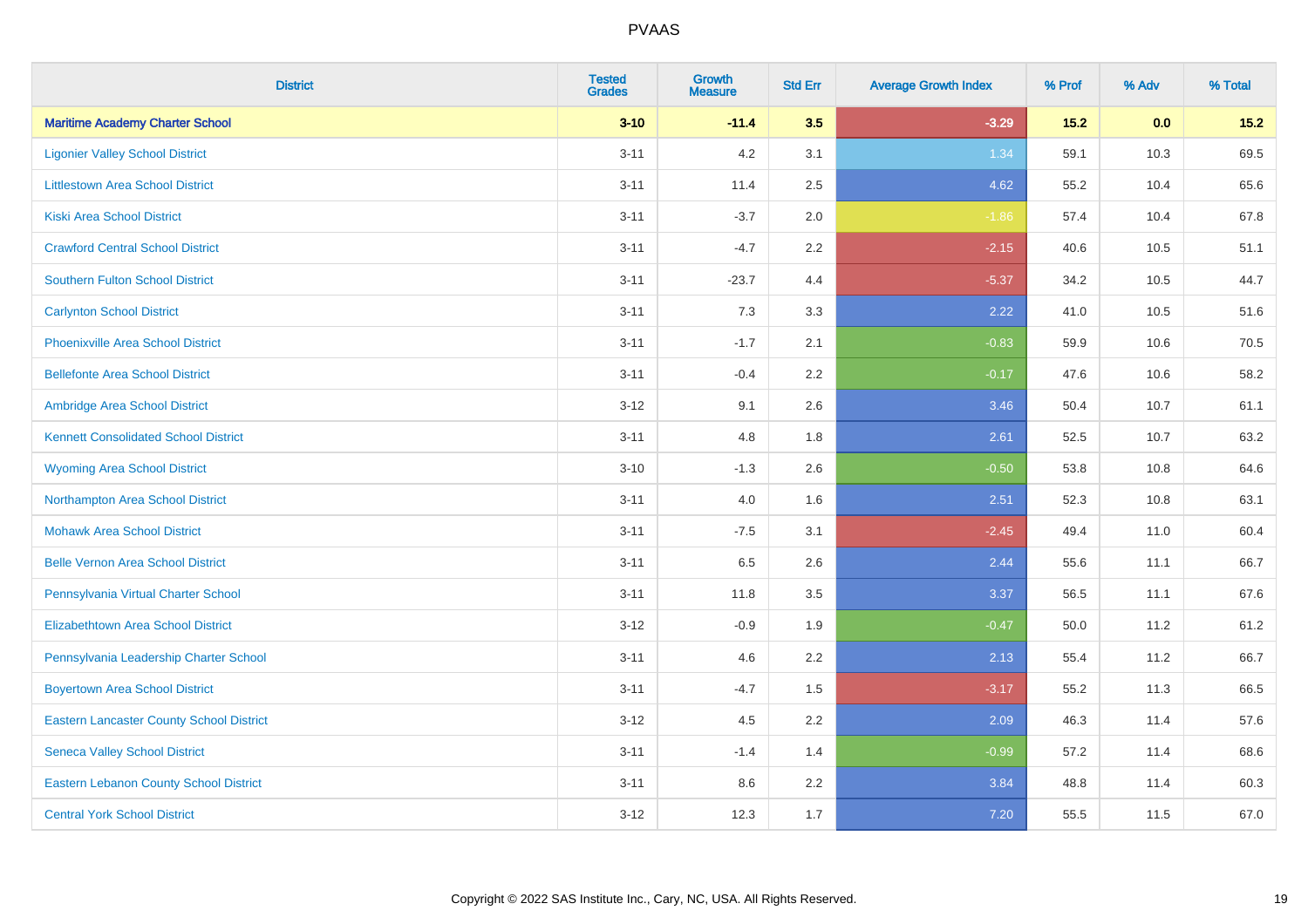# PVAAS

| District | Tested Grades | Growth Measure | Std Err | Average Growth Index | % Prof | % Adv | % Total |
|---|---|---|---|---|---|---|---|
| **Maritime Academy Charter School** | **3-10** | **-11.4** | **3.5** | **-3.29** | **15.2** | **0.0** | **15.2** |
| Ligonier Valley School District | 3-11 | 4.2 | 3.1 | 1.34 | 59.1 | 10.3 | 69.5 |
| Littlestown Area School District | 3-11 | 11.4 | 2.5 | 4.62 | 55.2 | 10.4 | 65.6 |
| Kiski Area School District | 3-11 | -3.7 | 2.0 | -1.86 | 57.4 | 10.4 | 67.8 |
| Crawford Central School District | 3-11 | -4.7 | 2.2 | -2.15 | 40.6 | 10.5 | 51.1 |
| Southern Fulton School District | 3-11 | -23.7 | 4.4 | -5.37 | 34.2 | 10.5 | 44.7 |
| Carlynton School District | 3-11 | 7.3 | 3.3 | 2.22 | 41.0 | 10.5 | 51.6 |
| Phoenixville Area School District | 3-11 | -1.7 | 2.1 | -0.83 | 59.9 | 10.6 | 70.5 |
| Bellefonte Area School District | 3-11 | -0.4 | 2.2 | -0.17 | 47.6 | 10.6 | 58.2 |
| Ambridge Area School District | 3-12 | 9.1 | 2.6 | 3.46 | 50.4 | 10.7 | 61.1 |
| Kennett Consolidated School District | 3-11 | 4.8 | 1.8 | 2.61 | 52.5 | 10.7 | 63.2 |
| Wyoming Area School District | 3-10 | -1.3 | 2.6 | -0.50 | 53.8 | 10.8 | 64.6 |
| Northampton Area School District | 3-11 | 4.0 | 1.6 | 2.51 | 52.3 | 10.8 | 63.1 |
| Mohawk Area School District | 3-11 | -7.5 | 3.1 | -2.45 | 49.4 | 11.0 | 60.4 |
| Belle Vernon Area School District | 3-11 | 6.5 | 2.6 | 2.44 | 55.6 | 11.1 | 66.7 |
| Pennsylvania Virtual Charter School | 3-11 | 11.8 | 3.5 | 3.37 | 56.5 | 11.1 | 67.6 |
| Elizabethtown Area School District | 3-12 | -0.9 | 1.9 | -0.47 | 50.0 | 11.2 | 61.2 |
| Pennsylvania Leadership Charter School | 3-11 | 4.6 | 2.2 | 2.13 | 55.4 | 11.2 | 66.7 |
| Boyertown Area School District | 3-11 | -4.7 | 1.5 | -3.17 | 55.2 | 11.3 | 66.5 |
| Eastern Lancaster County School District | 3-12 | 4.5 | 2.2 | 2.09 | 46.3 | 11.4 | 57.6 |
| Seneca Valley School District | 3-11 | -1.4 | 1.4 | -0.99 | 57.2 | 11.4 | 68.6 |
| Eastern Lebanon County School District | 3-11 | 8.6 | 2.2 | 3.84 | 48.8 | 11.4 | 60.3 |
| Central York School District | 3-12 | 12.3 | 1.7 | 7.20 | 55.5 | 11.5 | 67.0 |

Copyright © 2022 SAS Institute Inc., Cary, NC, USA. All Rights Reserved.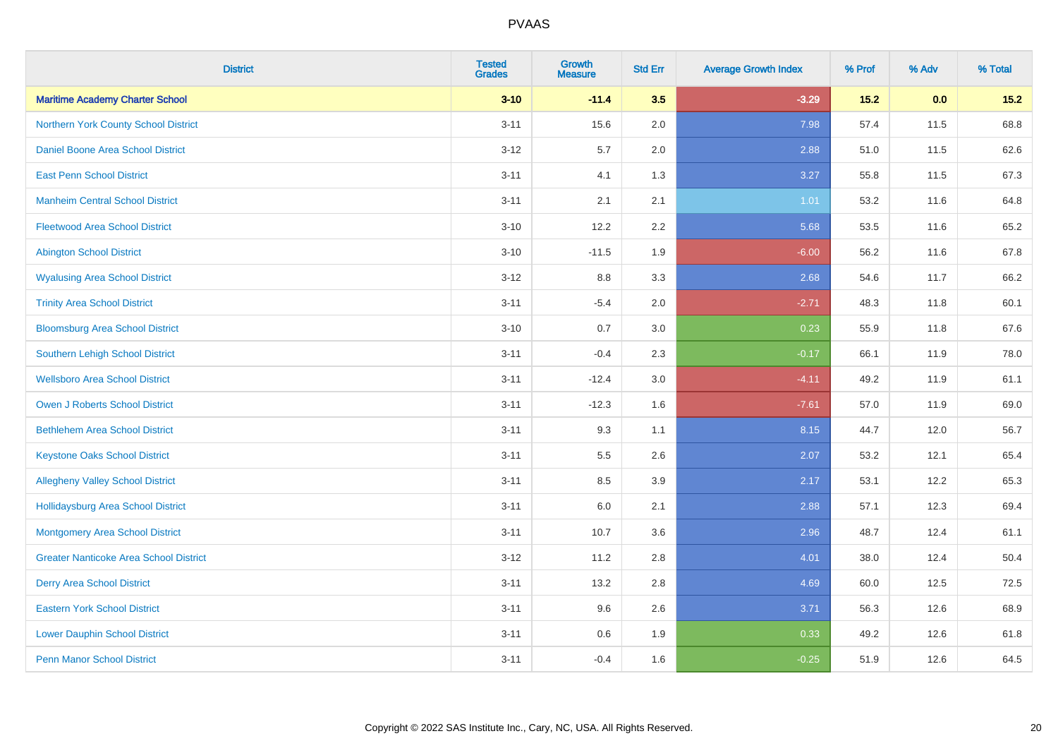# PVAAS

| District | Tested Grades | Growth Measure | Std Err | Average Growth Index | % Prof | % Adv | % Total |
|---|---|---|---|---|---|---|---|
| **Maritime Academy Charter School** | **3-10** | **-11.4** | **3.5** | **-3.29** | **15.2** | **0.0** | **15.2** |
| Northern York County School District | 3-11 | 15.6 | 2.0 | 7.98 | 57.4 | 11.5 | 68.8 |
| Daniel Boone Area School District | 3-12 | 5.7 | 2.0 | 2.88 | 51.0 | 11.5 | 62.6 |
| East Penn School District | 3-11 | 4.1 | 1.3 | 3.27 | 55.8 | 11.5 | 67.3 |
| Manheim Central School District | 3-11 | 2.1 | 2.1 | 1.01 | 53.2 | 11.6 | 64.8 |
| Fleetwood Area School District | 3-10 | 12.2 | 2.2 | 5.68 | 53.5 | 11.6 | 65.2 |
| Abington School District | 3-10 | -11.5 | 1.9 | -6.00 | 56.2 | 11.6 | 67.8 |
| Wyalusing Area School District | 3-12 | 8.8 | 3.3 | 2.68 | 54.6 | 11.7 | 66.2 |
| Trinity Area School District | 3-11 | -5.4 | 2.0 | -2.71 | 48.3 | 11.8 | 60.1 |
| Bloomsburg Area School District | 3-10 | 0.7 | 3.0 | 0.23 | 55.9 | 11.8 | 67.6 |
| Southern Lehigh School District | 3-11 | -0.4 | 2.3 | -0.17 | 66.1 | 11.9 | 78.0 |
| Wellsboro Area School District | 3-11 | -12.4 | 3.0 | -4.11 | 49.2 | 11.9 | 61.1 |
| Owen J Roberts School District | 3-11 | -12.3 | 1.6 | -7.61 | 57.0 | 11.9 | 69.0 |
| Bethlehem Area School District | 3-11 | 9.3 | 1.1 | 8.15 | 44.7 | 12.0 | 56.7 |
| Keystone Oaks School District | 3-11 | 5.5 | 2.6 | 2.07 | 53.2 | 12.1 | 65.4 |
| Allegheny Valley School District | 3-11 | 8.5 | 3.9 | 2.17 | 53.1 | 12.2 | 65.3 |
| Hollidaysburg Area School District | 3-11 | 6.0 | 2.1 | 2.88 | 57.1 | 12.3 | 69.4 |
| Montgomery Area School District | 3-11 | 10.7 | 3.6 | 2.96 | 48.7 | 12.4 | 61.1 |
| Greater Nanticoke Area School District | 3-12 | 11.2 | 2.8 | 4.01 | 38.0 | 12.4 | 50.4 |
| Derry Area School District | 3-11 | 13.2 | 2.8 | 4.69 | 60.0 | 12.5 | 72.5 |
| Eastern York School District | 3-11 | 9.6 | 2.6 | 3.71 | 56.3 | 12.6 | 68.9 |
| Lower Dauphin School District | 3-11 | 0.6 | 1.9 | 0.33 | 49.2 | 12.6 | 61.8 |
| Penn Manor School District | 3-11 | -0.4 | 1.6 | -0.25 | 51.9 | 12.6 | 64.5 |

Copyright © 2022 SAS Institute Inc., Cary, NC, USA. All Rights Reserved.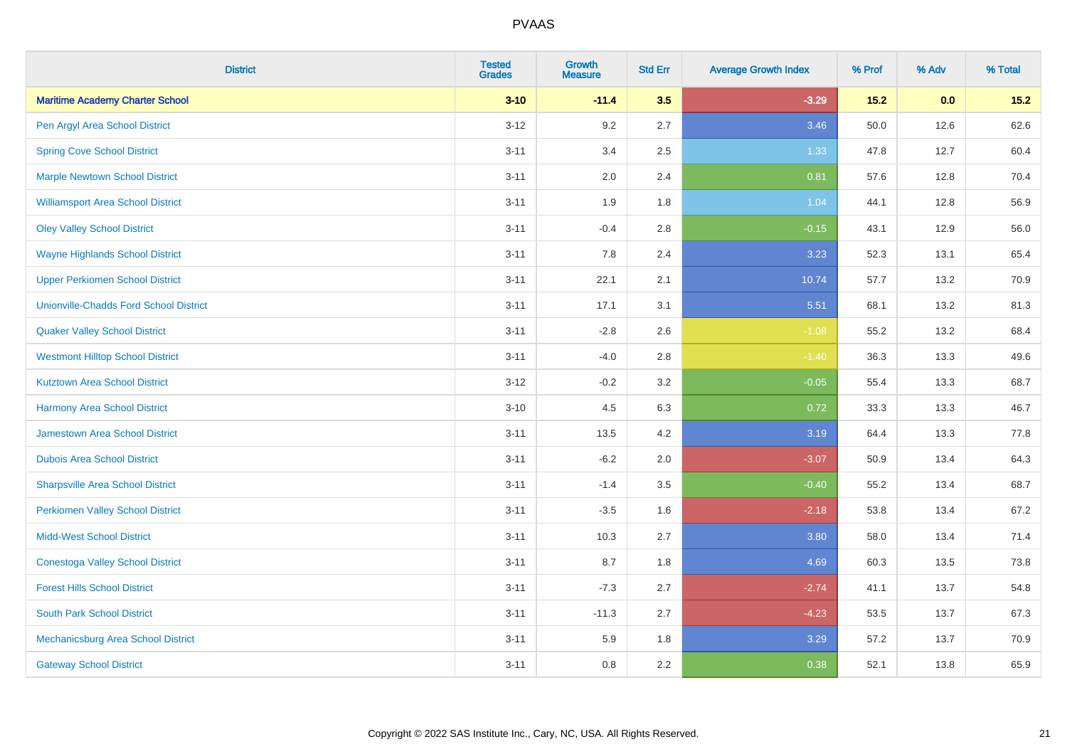# PVAAS

| District | Tested Grades | Growth Measure | Std Err | Average Growth Index | % Prof | % Adv | % Total |
|---|---|---|---|---|---|---|---|
| **Maritime Academy Charter School** | **3-10** | **-11.4** | **3.5** | **-3.29** | **15.2** | **0.0** | **15.2** |
| Pen Argyl Area School District | 3-12 | 9.2 | 2.7 | 3.46 | 50.0 | 12.6 | 62.6 |
| Spring Cove School District | 3-11 | 3.4 | 2.5 | 1.33 | 47.8 | 12.7 | 60.4 |
| Marple Newtown School District | 3-11 | 2.0 | 2.4 | 0.81 | 57.6 | 12.8 | 70.4 |
| Williamsport Area School District | 3-11 | 1.9 | 1.8 | 1.04 | 44.1 | 12.8 | 56.9 |
| Oley Valley School District | 3-11 | -0.4 | 2.8 | -0.15 | 43.1 | 12.9 | 56.0 |
| Wayne Highlands School District | 3-11 | 7.8 | 2.4 | 3.23 | 52.3 | 13.1 | 65.4 |
| Upper Perkiomen School District | 3-11 | 22.1 | 2.1 | 10.74 | 57.7 | 13.2 | 70.9 |
| Unionville-Chadds Ford School District | 3-11 | 17.1 | 3.1 | 5.51 | 68.1 | 13.2 | 81.3 |
| Quaker Valley School District | 3-11 | -2.8 | 2.6 | -1.08 | 55.2 | 13.2 | 68.4 |
| Westmont Hilltop School District | 3-11 | -4.0 | 2.8 | -1.40 | 36.3 | 13.3 | 49.6 |
| Kutztown Area School District | 3-12 | -0.2 | 3.2 | -0.05 | 55.4 | 13.3 | 68.7 |
| Harmony Area School District | 3-10 | 4.5 | 6.3 | 0.72 | 33.3 | 13.3 | 46.7 |
| Jamestown Area School District | 3-11 | 13.5 | 4.2 | 3.19 | 64.4 | 13.3 | 77.8 |
| Dubois Area School District | 3-11 | -6.2 | 2.0 | -3.07 | 50.9 | 13.4 | 64.3 |
| Sharpsville Area School District | 3-11 | -1.4 | 3.5 | -0.40 | 55.2 | 13.4 | 68.7 |
| Perkiomen Valley School District | 3-11 | -3.5 | 1.6 | -2.18 | 53.8 | 13.4 | 67.2 |
| Midd-West School District | 3-11 | 10.3 | 2.7 | 3.80 | 58.0 | 13.4 | 71.4 |
| Conestoga Valley School District | 3-11 | 8.7 | 1.8 | 4.69 | 60.3 | 13.5 | 73.8 |
| Forest Hills School District | 3-11 | -7.3 | 2.7 | -2.74 | 41.1 | 13.7 | 54.8 |
| South Park School District | 3-11 | -11.3 | 2.7 | -4.23 | 53.5 | 13.7 | 67.3 |
| Mechanicsburg Area School District | 3-11 | 5.9 | 1.8 | 3.29 | 57.2 | 13.7 | 70.9 |
| Gateway School District | 3-11 | 0.8 | 2.2 | 0.38 | 52.1 | 13.8 | 65.9 |

Copyright © 2022 SAS Institute Inc., Cary, NC, USA. All Rights Reserved.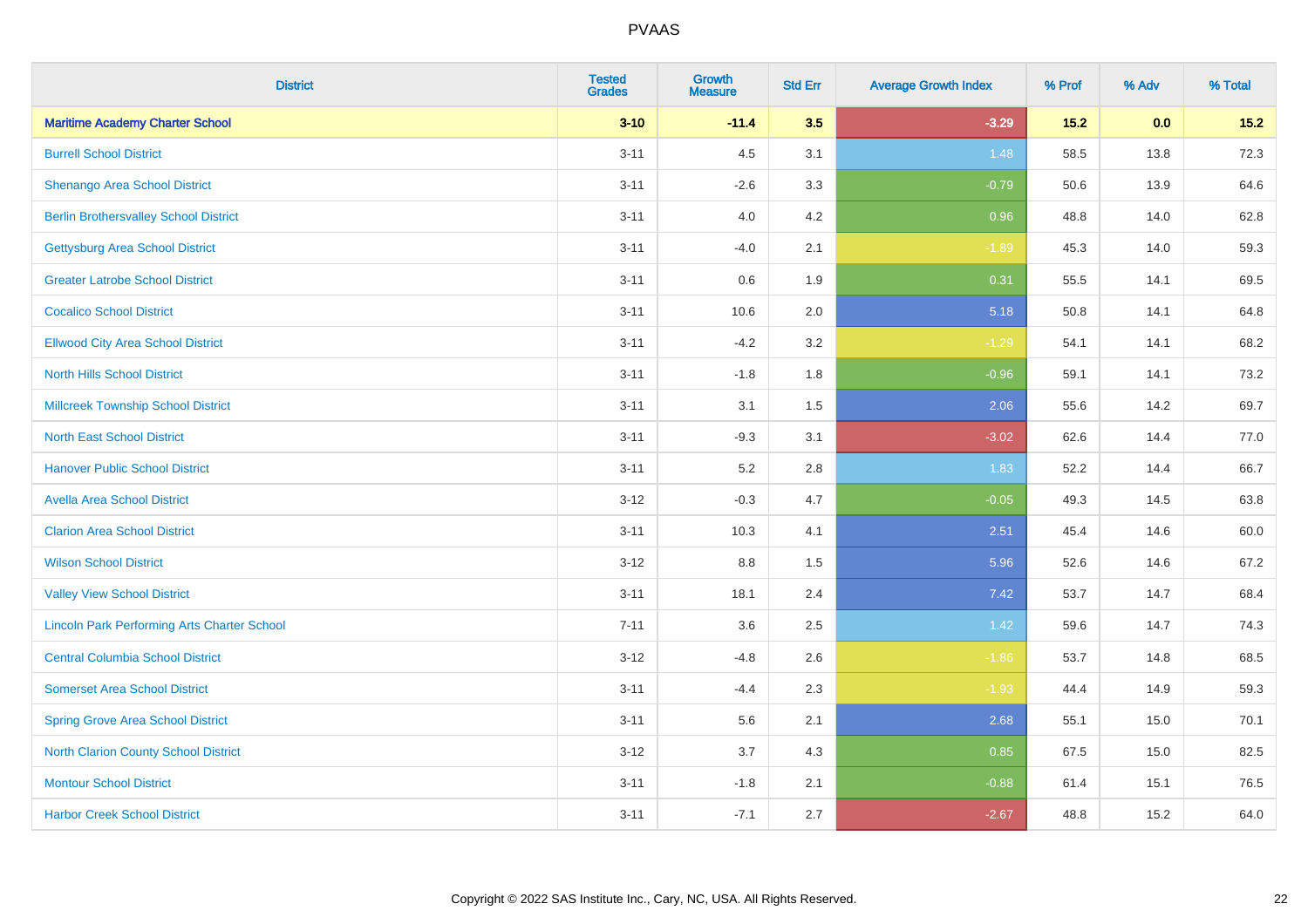| District | Tested Grades | Growth Measure | Std Err | Average Growth Index | % Prof | % Adv | % Total |
|---|---|---|---|---|---|---|---|
| **Maritime Academy Charter School** | **3-10** | **-11.4** | **3.5** | **-3.29** | **15.2** | **0.0** | **15.2** |
| Burrell School District | 3-11 | 4.5 | 3.1 | 1.48 | 58.5 | 13.8 | 72.3 |
| Shenango Area School District | 3-11 | -2.6 | 3.3 | -0.79 | 50.6 | 13.9 | 64.6 |
| Berlin Brothersvalley School District | 3-11 | 4.0 | 4.2 | 0.96 | 48.8 | 14.0 | 62.8 |
| Gettysburg Area School District | 3-11 | -4.0 | 2.1 | -1.89 | 45.3 | 14.0 | 59.3 |
| Greater Latrobe School District | 3-11 | 0.6 | 1.9 | 0.31 | 55.5 | 14.1 | 69.5 |
| Cocalico School District | 3-11 | 10.6 | 2.0 | 5.18 | 50.8 | 14.1 | 64.8 |
| Ellwood City Area School District | 3-11 | -4.2 | 3.2 | -1.29 | 54.1 | 14.1 | 68.2 |
| North Hills School District | 3-11 | -1.8 | 1.8 | -0.96 | 59.1 | 14.1 | 73.2 |
| Millcreek Township School District | 3-11 | 3.1 | 1.5 | 2.06 | 55.6 | 14.2 | 69.7 |
| North East School District | 3-11 | -9.3 | 3.1 | -3.02 | 62.6 | 14.4 | 77.0 |
| Hanover Public School District | 3-11 | 5.2 | 2.8 | 1.83 | 52.2 | 14.4 | 66.7 |
| Avella Area School District | 3-12 | -0.3 | 4.7 | -0.05 | 49.3 | 14.5 | 63.8 |
| Clarion Area School District | 3-11 | 10.3 | 4.1 | 2.51 | 45.4 | 14.6 | 60.0 |
| Wilson School District | 3-12 | 8.8 | 1.5 | 5.96 | 52.6 | 14.6 | 67.2 |
| Valley View School District | 3-11 | 18.1 | 2.4 | 7.42 | 53.7 | 14.7 | 68.4 |
| Lincoln Park Performing Arts Charter School | 7-11 | 3.6 | 2.5 | 1.42 | 59.6 | 14.7 | 74.3 |
| Central Columbia School District | 3-12 | -4.8 | 2.6 | -1.86 | 53.7 | 14.8 | 68.5 |
| Somerset Area School District | 3-11 | -4.4 | 2.3 | -1.93 | 44.4 | 14.9 | 59.3 |
| Spring Grove Area School District | 3-11 | 5.6 | 2.1 | 2.68 | 55.1 | 15.0 | 70.1 |
| North Clarion County School District | 3-12 | 3.7 | 4.3 | 0.85 | 67.5 | 15.0 | 82.5 |
| Montour School District | 3-11 | -1.8 | 2.1 | -0.88 | 61.4 | 15.1 | 76.5 |
| Harbor Creek School District | 3-11 | -7.1 | 2.7 | -2.67 | 48.8 | 15.2 | 64.0 |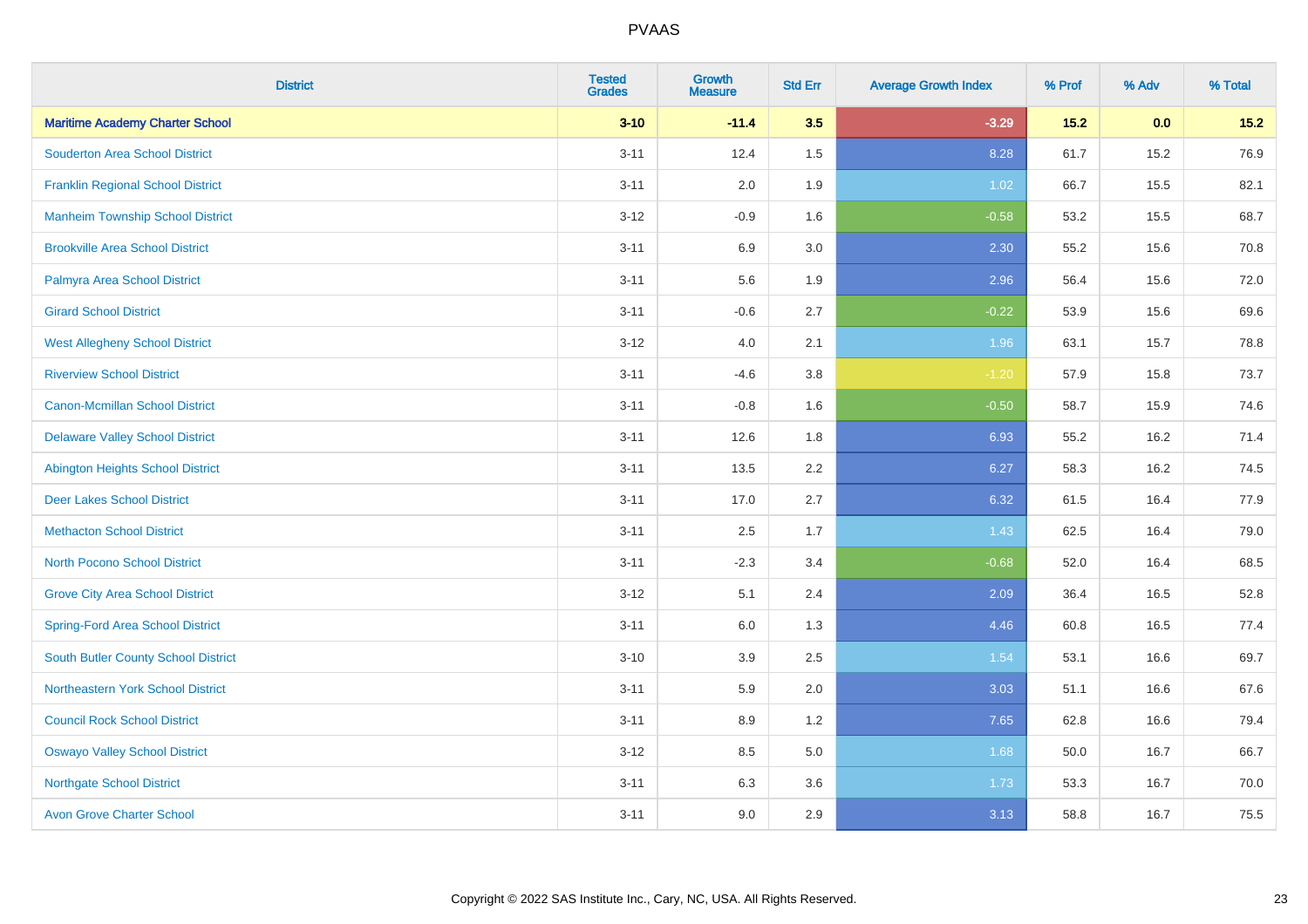| District | Tested Grades | Growth Measure | Std Err | Average Growth Index | % Prof | % Adv | % Total |
|---|---|---|---|---|---|---|---|
| **Maritime Academy Charter School** | **3-10** | **-11.4** | **3.5** | **-3.29** | **15.2** | **0.0** | **15.2** |
| Souderton Area School District | 3-11 | 12.4 | 1.5 | 8.28 | 61.7 | 15.2 | 76.9 |
| Franklin Regional School District | 3-11 | 2.0 | 1.9 | 1.02 | 66.7 | 15.5 | 82.1 |
| Manheim Township School District | 3-12 | -0.9 | 1.6 | -0.58 | 53.2 | 15.5 | 68.7 |
| Brookville Area School District | 3-11 | 6.9 | 3.0 | 2.30 | 55.2 | 15.6 | 70.8 |
| Palmyra Area School District | 3-11 | 5.6 | 1.9 | 2.96 | 56.4 | 15.6 | 72.0 |
| Girard School District | 3-11 | -0.6 | 2.7 | -0.22 | 53.9 | 15.6 | 69.6 |
| West Allegheny School District | 3-12 | 4.0 | 2.1 | 1.96 | 63.1 | 15.7 | 78.8 |
| Riverview School District | 3-11 | -4.6 | 3.8 | -1.20 | 57.9 | 15.8 | 73.7 |
| Canon-Mcmillan School District | 3-11 | -0.8 | 1.6 | -0.50 | 58.7 | 15.9 | 74.6 |
| Delaware Valley School District | 3-11 | 12.6 | 1.8 | 6.93 | 55.2 | 16.2 | 71.4 |
| Abington Heights School District | 3-11 | 13.5 | 2.2 | 6.27 | 58.3 | 16.2 | 74.5 |
| Deer Lakes School District | 3-11 | 17.0 | 2.7 | 6.32 | 61.5 | 16.4 | 77.9 |
| Methacton School District | 3-11 | 2.5 | 1.7 | 1.43 | 62.5 | 16.4 | 79.0 |
| North Pocono School District | 3-11 | -2.3 | 3.4 | -0.68 | 52.0 | 16.4 | 68.5 |
| Grove City Area School District | 3-12 | 5.1 | 2.4 | 2.09 | 36.4 | 16.5 | 52.8 |
| Spring-Ford Area School District | 3-11 | 6.0 | 1.3 | 4.46 | 60.8 | 16.5 | 77.4 |
| South Butler County School District | 3-10 | 3.9 | 2.5 | 1.54 | 53.1 | 16.6 | 69.7 |
| Northeastern York School District | 3-11 | 5.9 | 2.0 | 3.03 | 51.1 | 16.6 | 67.6 |
| Council Rock School District | 3-11 | 8.9 | 1.2 | 7.65 | 62.8 | 16.6 | 79.4 |
| Oswayo Valley School District | 3-12 | 8.5 | 5.0 | 1.68 | 50.0 | 16.7 | 66.7 |
| Northgate School District | 3-11 | 6.3 | 3.6 | 1.73 | 53.3 | 16.7 | 70.0 |
| Avon Grove Charter School | 3-11 | 9.0 | 2.9 | 3.13 | 58.8 | 16.7 | 75.5 |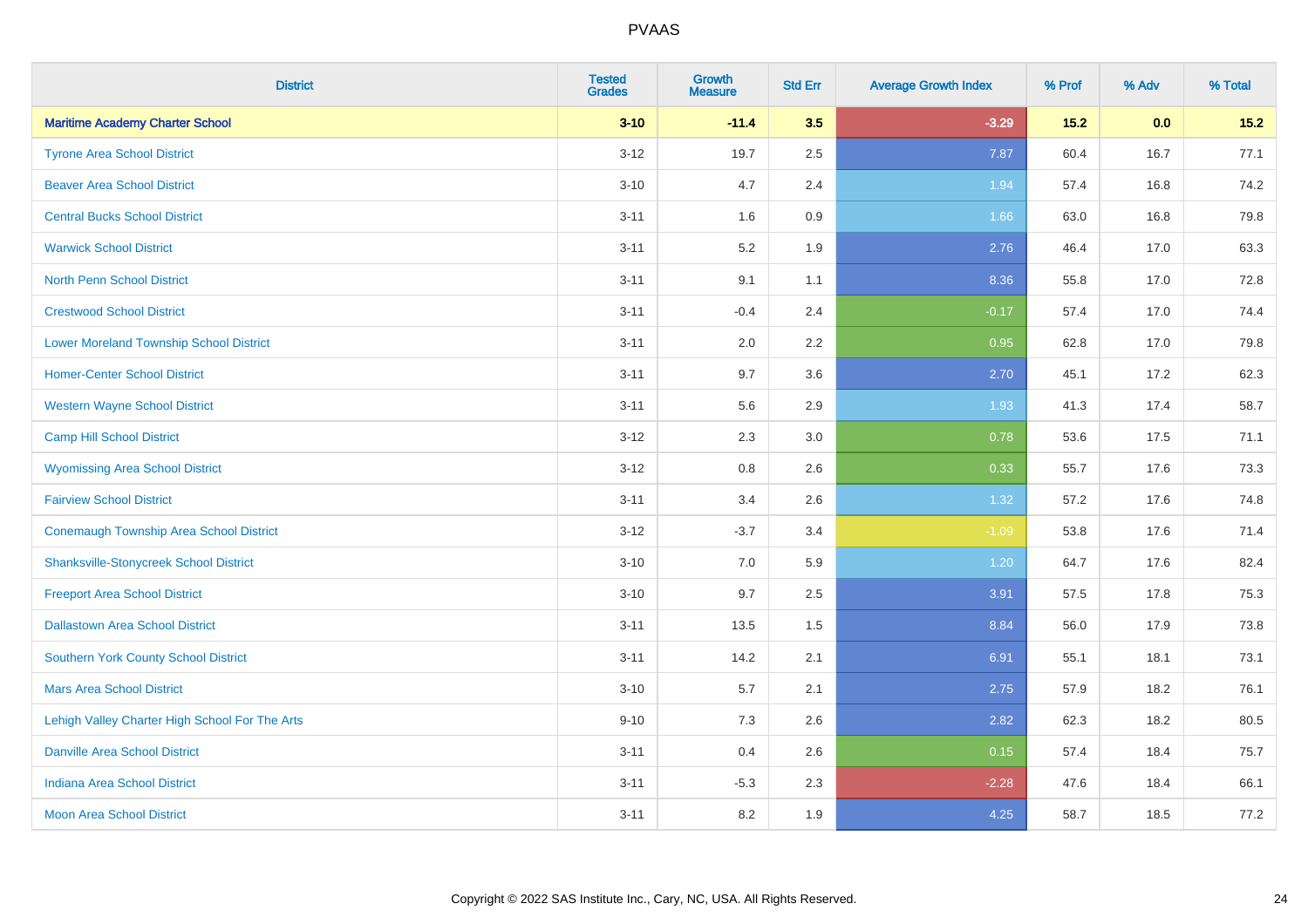| District | Tested Grades | Growth Measure | Std Err | Average Growth Index | % Prof | % Adv | % Total |
|---|---|---|---|---|---|---|---|
| **Maritime Academy Charter School** | **3-10** | **-11.4** | **3.5** | **-3.29** | **15.2** | **0.0** | **15.2** |
| Tyrone Area School District | 3-12 | 19.7 | 2.5 | 7.87 | 60.4 | 16.7 | 77.1 |
| Beaver Area School District | 3-10 | 4.7 | 2.4 | 1.94 | 57.4 | 16.8 | 74.2 |
| Central Bucks School District | 3-11 | 1.6 | 0.9 | 1.66 | 63.0 | 16.8 | 79.8 |
| Warwick School District | 3-11 | 5.2 | 1.9 | 2.76 | 46.4 | 17.0 | 63.3 |
| North Penn School District | 3-11 | 9.1 | 1.1 | 8.36 | 55.8 | 17.0 | 72.8 |
| Crestwood School District | 3-11 | -0.4 | 2.4 | -0.17 | 57.4 | 17.0 | 74.4 |
| Lower Moreland Township School District | 3-11 | 2.0 | 2.2 | 0.95 | 62.8 | 17.0 | 79.8 |
| Homer-Center School District | 3-11 | 9.7 | 3.6 | 2.70 | 45.1 | 17.2 | 62.3 |
| Western Wayne School District | 3-11 | 5.6 | 2.9 | 1.93 | 41.3 | 17.4 | 58.7 |
| Camp Hill School District | 3-12 | 2.3 | 3.0 | 0.78 | 53.6 | 17.5 | 71.1 |
| Wyomissing Area School District | 3-12 | 0.8 | 2.6 | 0.33 | 55.7 | 17.6 | 73.3 |
| Fairview School District | 3-11 | 3.4 | 2.6 | 1.32 | 57.2 | 17.6 | 74.8 |
| Conemaugh Township Area School District | 3-12 | -3.7 | 3.4 | -1.09 | 53.8 | 17.6 | 71.4 |
| Shanksville-Stonycreek School District | 3-10 | 7.0 | 5.9 | 1.20 | 64.7 | 17.6 | 82.4 |
| Freeport Area School District | 3-10 | 9.7 | 2.5 | 3.91 | 57.5 | 17.8 | 75.3 |
| Dallastown Area School District | 3-11 | 13.5 | 1.5 | 8.84 | 56.0 | 17.9 | 73.8 |
| Southern York County School District | 3-11 | 14.2 | 2.1 | 6.91 | 55.1 | 18.1 | 73.1 |
| Mars Area School District | 3-10 | 5.7 | 2.1 | 2.75 | 57.9 | 18.2 | 76.1 |
| Lehigh Valley Charter High School For The Arts | 9-10 | 7.3 | 2.6 | 2.82 | 62.3 | 18.2 | 80.5 |
| Danville Area School District | 3-11 | 0.4 | 2.6 | 0.15 | 57.4 | 18.4 | 75.7 |
| Indiana Area School District | 3-11 | -5.3 | 2.3 | -2.28 | 47.6 | 18.4 | 66.1 |
| Moon Area School District | 3-11 | 8.2 | 1.9 | 4.25 | 58.7 | 18.5 | 77.2 |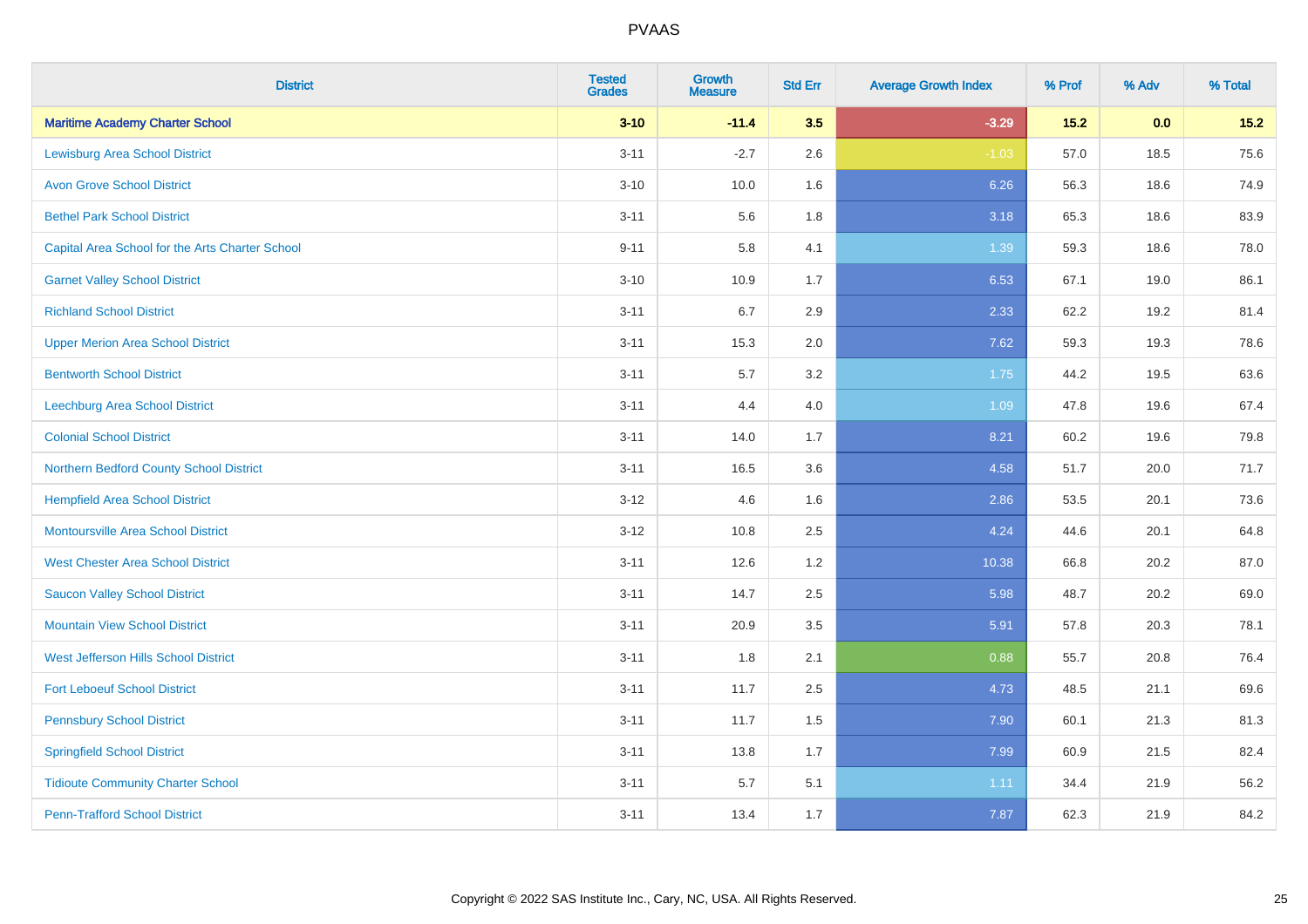# PVAAS

| District | Tested Grades | Growth Measure | Std Err | Average Growth Index | % Prof | % Adv | % Total |
|---|---|---|---|---|---|---|---|
| **Maritime Academy Charter School** | **3-10** | **-11.4** | **3.5** | **-3.29** | **15.2** | **0.0** | **15.2** |
| Lewisburg Area School District | 3-11 | -2.7 | 2.6 | -1.03 | 57.0 | 18.5 | 75.6 |
| Avon Grove School District | 3-10 | 10.0 | 1.6 | 6.26 | 56.3 | 18.6 | 74.9 |
| Bethel Park School District | 3-11 | 5.6 | 1.8 | 3.18 | 65.3 | 18.6 | 83.9 |
| Capital Area School for the Arts Charter School | 9-11 | 5.8 | 4.1 | 1.39 | 59.3 | 18.6 | 78.0 |
| Garnet Valley School District | 3-10 | 10.9 | 1.7 | 6.53 | 67.1 | 19.0 | 86.1 |
| Richland School District | 3-11 | 6.7 | 2.9 | 2.33 | 62.2 | 19.2 | 81.4 |
| Upper Merion Area School District | 3-11 | 15.3 | 2.0 | 7.62 | 59.3 | 19.3 | 78.6 |
| Bentworth School District | 3-11 | 5.7 | 3.2 | 1.75 | 44.2 | 19.5 | 63.6 |
| Leechburg Area School District | 3-11 | 4.4 | 4.0 | 1.09 | 47.8 | 19.6 | 67.4 |
| Colonial School District | 3-11 | 14.0 | 1.7 | 8.21 | 60.2 | 19.6 | 79.8 |
| Northern Bedford County School District | 3-11 | 16.5 | 3.6 | 4.58 | 51.7 | 20.0 | 71.7 |
| Hempfield Area School District | 3-12 | 4.6 | 1.6 | 2.86 | 53.5 | 20.1 | 73.6 |
| Montoursville Area School District | 3-12 | 10.8 | 2.5 | 4.24 | 44.6 | 20.1 | 64.8 |
| West Chester Area School District | 3-11 | 12.6 | 1.2 | 10.38 | 66.8 | 20.2 | 87.0 |
| Saucon Valley School District | 3-11 | 14.7 | 2.5 | 5.98 | 48.7 | 20.2 | 69.0 |
| Mountain View School District | 3-11 | 20.9 | 3.5 | 5.91 | 57.8 | 20.3 | 78.1 |
| West Jefferson Hills School District | 3-11 | 1.8 | 2.1 | 0.88 | 55.7 | 20.8 | 76.4 |
| Fort Leboeuf School District | 3-11 | 11.7 | 2.5 | 4.73 | 48.5 | 21.1 | 69.6 |
| Pennsbury School District | 3-11 | 11.7 | 1.5 | 7.90 | 60.1 | 21.3 | 81.3 |
| Springfield School District | 3-11 | 13.8 | 1.7 | 7.99 | 60.9 | 21.5 | 82.4 |
| Tidioute Community Charter School | 3-11 | 5.7 | 5.1 | 1.11 | 34.4 | 21.9 | 56.2 |
| Penn-Trafford School District | 3-11 | 13.4 | 1.7 | 7.87 | 62.3 | 21.9 | 84.2 |

Copyright © 2022 SAS Institute Inc., Cary, NC, USA. All Rights Reserved.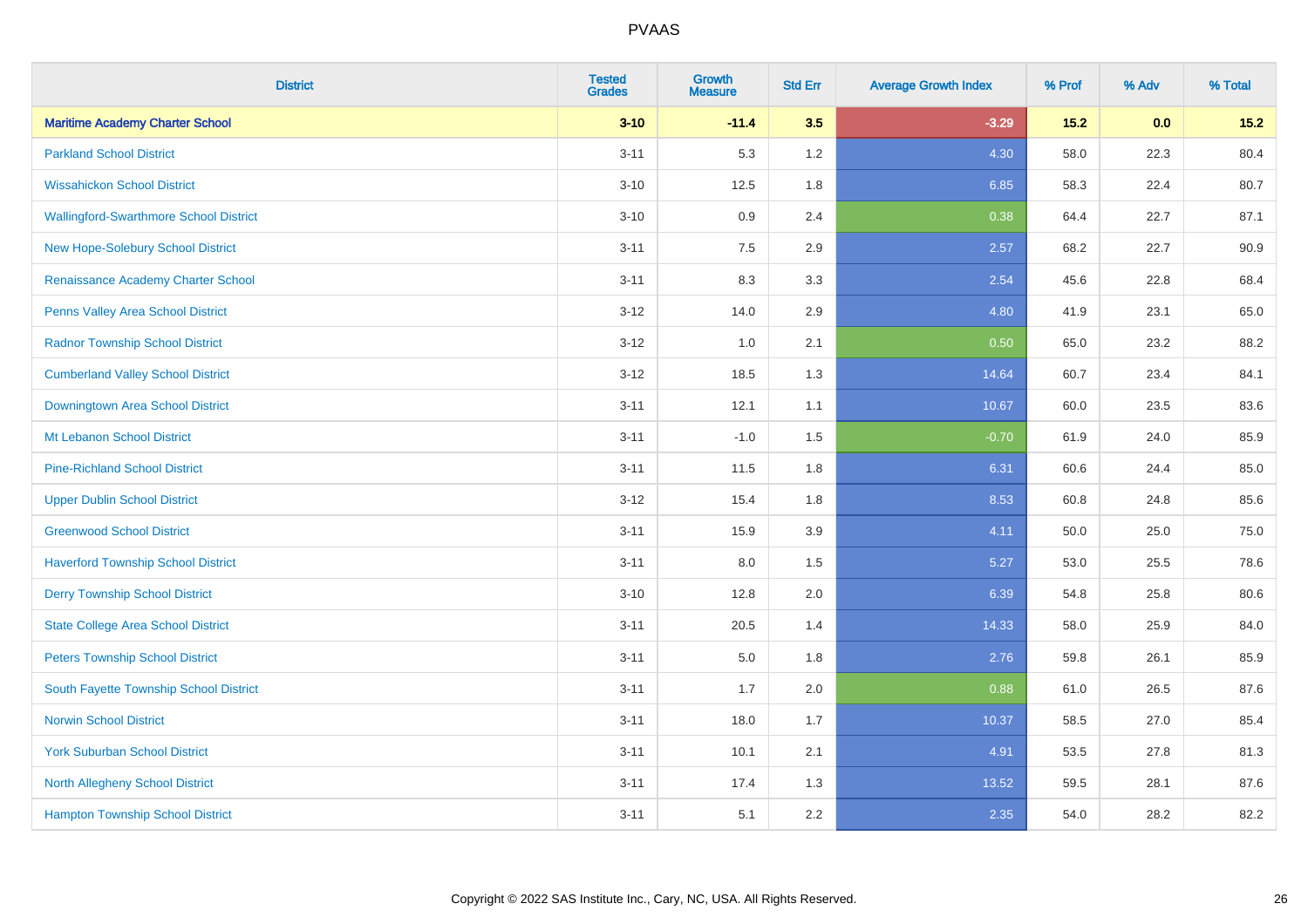PVAAS

| District | Tested Grades | Growth Measure | Std Err | Average Growth Index | % Prof | % Adv | % Total |
|---|---|---|---|---|---|---|---|
| **Maritime Academy Charter School** | **3-10** | **-11.4** | **3.5** | **-3.29** | **15.2** | **0.0** | **15.2** |
| Parkland School District | 3-11 | 5.3 | 1.2 | 4.30 | 58.0 | 22.3 | 80.4 |
| Wissahickon School District | 3-10 | 12.5 | 1.8 | 6.85 | 58.3 | 22.4 | 80.7 |
| Wallingford-Swarthmore School District | 3-10 | 0.9 | 2.4 | 0.38 | 64.4 | 22.7 | 87.1 |
| New Hope-Solebury School District | 3-11 | 7.5 | 2.9 | 2.57 | 68.2 | 22.7 | 90.9 |
| Renaissance Academy Charter School | 3-11 | 8.3 | 3.3 | 2.54 | 45.6 | 22.8 | 68.4 |
| Penns Valley Area School District | 3-12 | 14.0 | 2.9 | 4.80 | 41.9 | 23.1 | 65.0 |
| Radnor Township School District | 3-12 | 1.0 | 2.1 | 0.50 | 65.0 | 23.2 | 88.2 |
| Cumberland Valley School District | 3-12 | 18.5 | 1.3 | 14.64 | 60.7 | 23.4 | 84.1 |
| Downingtown Area School District | 3-11 | 12.1 | 1.1 | 10.67 | 60.0 | 23.5 | 83.6 |
| Mt Lebanon School District | 3-11 | -1.0 | 1.5 | -0.70 | 61.9 | 24.0 | 85.9 |
| Pine-Richland School District | 3-11 | 11.5 | 1.8 | 6.31 | 60.6 | 24.4 | 85.0 |
| Upper Dublin School District | 3-12 | 15.4 | 1.8 | 8.53 | 60.8 | 24.8 | 85.6 |
| Greenwood School District | 3-11 | 15.9 | 3.9 | 4.11 | 50.0 | 25.0 | 75.0 |
| Haverford Township School District | 3-11 | 8.0 | 1.5 | 5.27 | 53.0 | 25.5 | 78.6 |
| Derry Township School District | 3-10 | 12.8 | 2.0 | 6.39 | 54.8 | 25.8 | 80.6 |
| State College Area School District | 3-11 | 20.5 | 1.4 | 14.33 | 58.0 | 25.9 | 84.0 |
| Peters Township School District | 3-11 | 5.0 | 1.8 | 2.76 | 59.8 | 26.1 | 85.9 |
| South Fayette Township School District | 3-11 | 1.7 | 2.0 | 0.88 | 61.0 | 26.5 | 87.6 |
| Norwin School District | 3-11 | 18.0 | 1.7 | 10.37 | 58.5 | 27.0 | 85.4 |
| York Suburban School District | 3-11 | 10.1 | 2.1 | 4.91 | 53.5 | 27.8 | 81.3 |
| North Allegheny School District | 3-11 | 17.4 | 1.3 | 13.52 | 59.5 | 28.1 | 87.6 |
| Hampton Township School District | 3-11 | 5.1 | 2.2 | 2.35 | 54.0 | 28.2 | 82.2 |

Copyright © 2022 SAS Institute Inc., Cary, NC, USA. All Rights Reserved.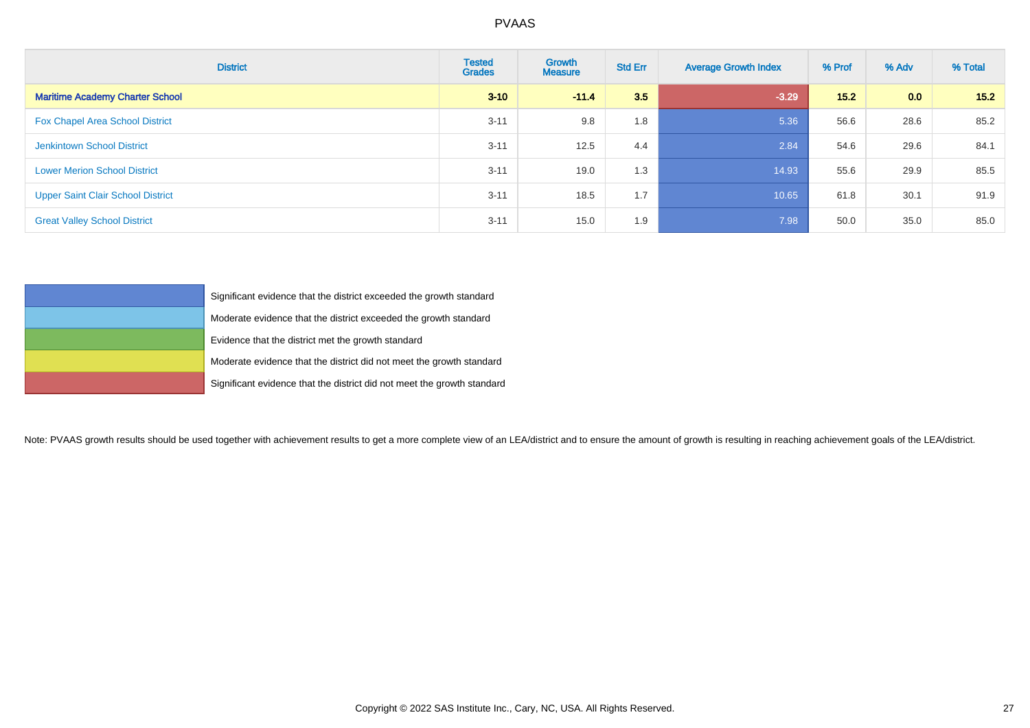PVAAS

| District | Tested Grades | Growth Measure | Std Err | Average Growth Index | % Prof | % Adv | % Total |
|---|---|---|---|---|---|---|---|
| **Maritime Academy Charter School** | **3-10** | **-11.4** | **3.5** | **-3.29** | **15.2** | **0.0** | **15.2** |
| Fox Chapel Area School District | 3-11 | 9.8 | 1.8 | 5.36 | 56.6 | 28.6 | 85.2 |
| Jenkintown School District | 3-11 | 12.5 | 4.4 | 2.84 | 54.6 | 29.6 | 84.1 |
| Lower Merion School District | 3-11 | 19.0 | 1.3 | 14.93 | 55.6 | 29.9 | 85.5 |
| Upper Saint Clair School District | 3-11 | 18.5 | 1.7 | 10.65 | 61.8 | 30.1 | 91.9 |
| Great Valley School District | 3-11 | 15.0 | 1.9 | 7.98 | 50.0 | 35.0 | 85.0 |

Significant evidence that the district exceeded the growth standard

Moderate evidence that the district exceeded the growth standard

Evidence that the district met the growth standard

Moderate evidence that the district did not meet the growth standard

Significant evidence that the district did not meet the growth standard

Note: PVAAS growth results should be used together with achievement results to get a more complete view of an LEA/district and to ensure the amount of growth is resulting in reaching achievement goals of the LEA/district.

Copyright © 2022 SAS Institute Inc., Cary, NC, USA. All Rights Reserved.